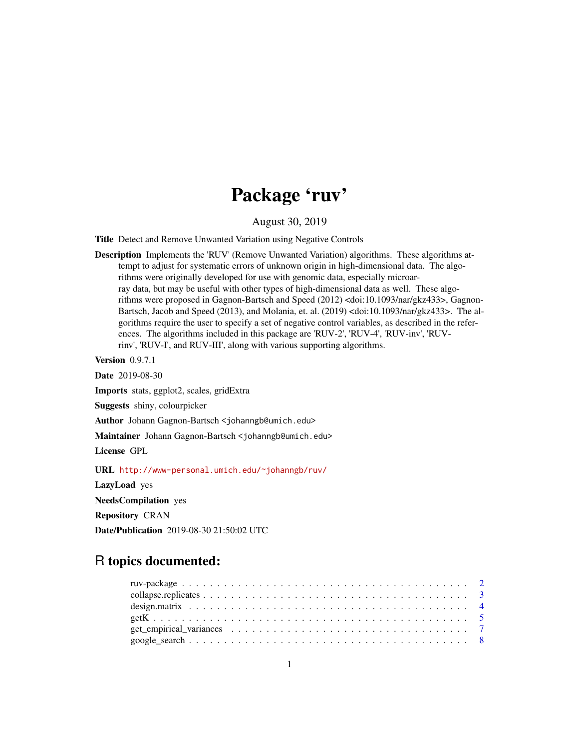# Package 'ruv'

August 30, 2019

**Title** Detect and Remove Unwanted Variation using Negative Controls

**Description** Implements the 'RUV' (Remove Unwanted Variation) algorithms. These algorithms attempt to adjust for systematic errors of unknown origin in high-dimensional data. The algorithms were originally developed for use with genomic data, especially microarray data, but may be useful with other types of high-dimensional data as well. These algorithms were proposed in Gagnon-Bartsch and Speed (2012) <doi:10.1093/nar/gkz433>, Gagnon-Bartsch, Jacob and Speed (2013), and Molania, et. al. (2019) <doi:10.1093/nar/gkz433>. The algorithms require the user to specify a set of negative control variables, as described in the references. The algorithms included in this package are 'RUV-2', 'RUV-4', 'RUV-inv', 'RUV-rinv', 'RUV-I', and RUV-III', along with various supporting algorithms.

**Version** 0.9.7.1

**Date** 2019-08-30

**Imports** stats, ggplot2, scales, gridExtra

**Suggests** shiny, colourpicker

**Author** Johann Gagnon-Bartsch <johanngb@umich.edu>

**Maintainer** Johann Gagnon-Bartsch <johanngb@umich.edu>

**License** GPL

**URL** http://www-personal.umich.edu/~johanngb/ruv/

**LazyLoad** yes

**NeedsCompilation** yes

**Repository** CRAN

**Date/Publication** 2019-08-30 21:50:02 UTC

## R topics documented:

- ruv-package . . . . . . . . . . . . . . . . . . . . . . . . . . . . . . . . . . . . . . . . . 2
- collapse.replicates . . . . . . . . . . . . . . . . . . . . . . . . . . . . . . . . . . . . . 3
- design.matrix . . . . . . . . . . . . . . . . . . . . . . . . . . . . . . . . . . . . . . . . 4
- getK . . . . . . . . . . . . . . . . . . . . . . . . . . . . . . . . . . . . . . . . . . . . . 5
- get_empirical_variances . . . . . . . . . . . . . . . . . . . . . . . . . . . . . . . . . . 7
- google_search . . . . . . . . . . . . . . . . . . . . . . . . . . . . . . . . . . . . . . . 8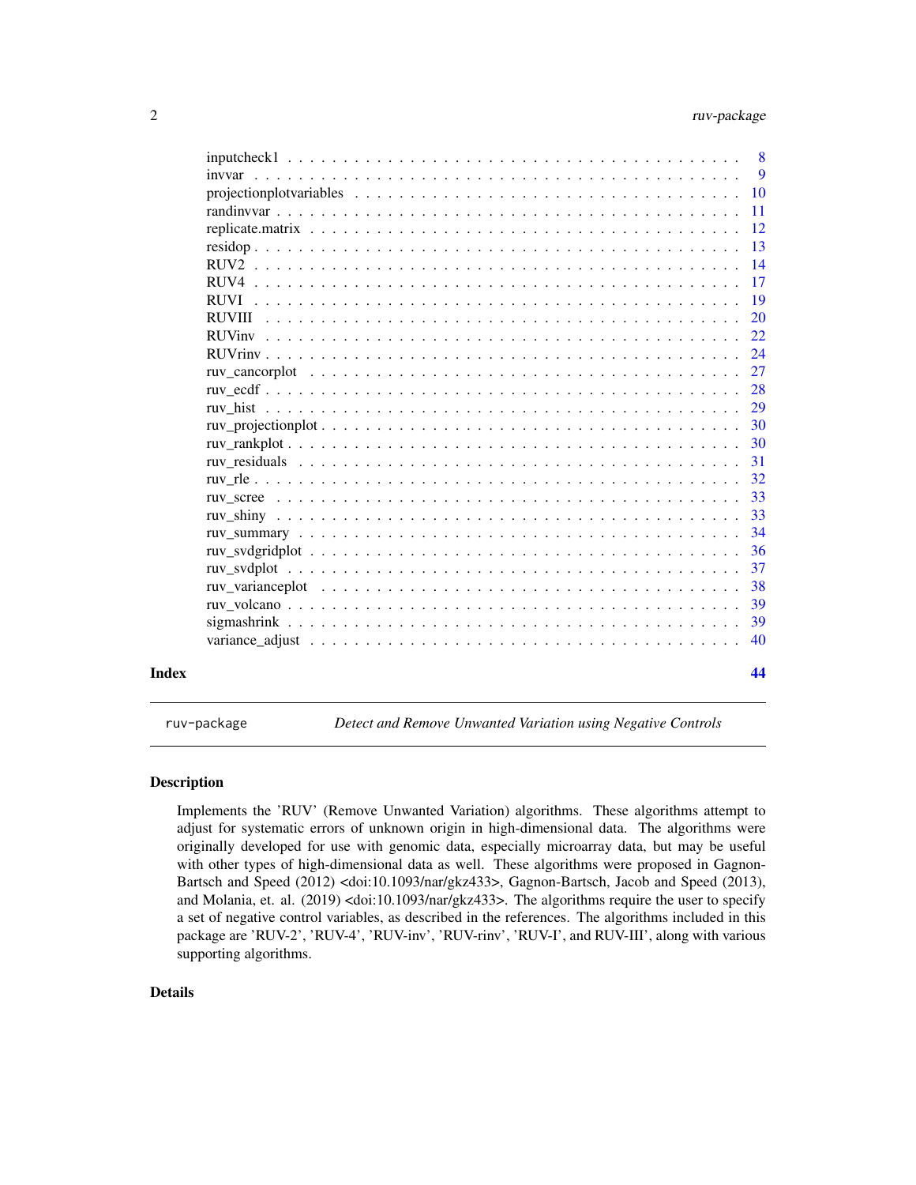| | |
|---|---|
| inputcheck1 | 8 |
| invvar | 9 |
| projectionplotvariables | 10 |
| randinvvar | 11 |
| replicate.matrix | 12 |
| residop | 13 |
| RUV2 | 14 |
| RUV4 | 17 |
| RUVI | 19 |
| RUVIII | 20 |
| RUVinv | 22 |
| RUVrinv | 24 |
| ruv_cancorplot | 27 |
| ruv_ecdf | 28 |
| ruv_hist | 29 |
| ruv_projectionplot | 30 |
| ruv_rankplot | 30 |
| ruv_residuals | 31 |
| ruv_rle | 32 |
| ruv_scree | 33 |
| ruv_shiny | 33 |
| ruv_summary | 34 |
| ruv_svdgridplot | 36 |
| ruv_svdplot | 37 |
| ruv_varianceplot | 38 |
| ruv_volcano | 39 |
| sigmashrink | 39 |
| variance_adjust | 40 |

**Index** **44**

---

ruv-package *Detect and Remove Unwanted Variation using Negative Controls*

---

## Description

Implements the 'RUV' (Remove Unwanted Variation) algorithms. These algorithms attempt to adjust for systematic errors of unknown origin in high-dimensional data. The algorithms were originally developed for use with genomic data, especially microarray data, but may be useful with other types of high-dimensional data as well. These algorithms were proposed in Gagnon-Bartsch and Speed (2012) <doi:10.1093/nar/gkz433>, Gagnon-Bartsch, Jacob and Speed (2013), and Molania, et. al. (2019) <doi:10.1093/nar/gkz433>. The algorithms require the user to specify a set of negative control variables, as described in the references. The algorithms included in this package are 'RUV-2', 'RUV-4', 'RUV-inv', 'RUV-rinv', 'RUV-I', and RUV-III', along with various supporting algorithms.

## Details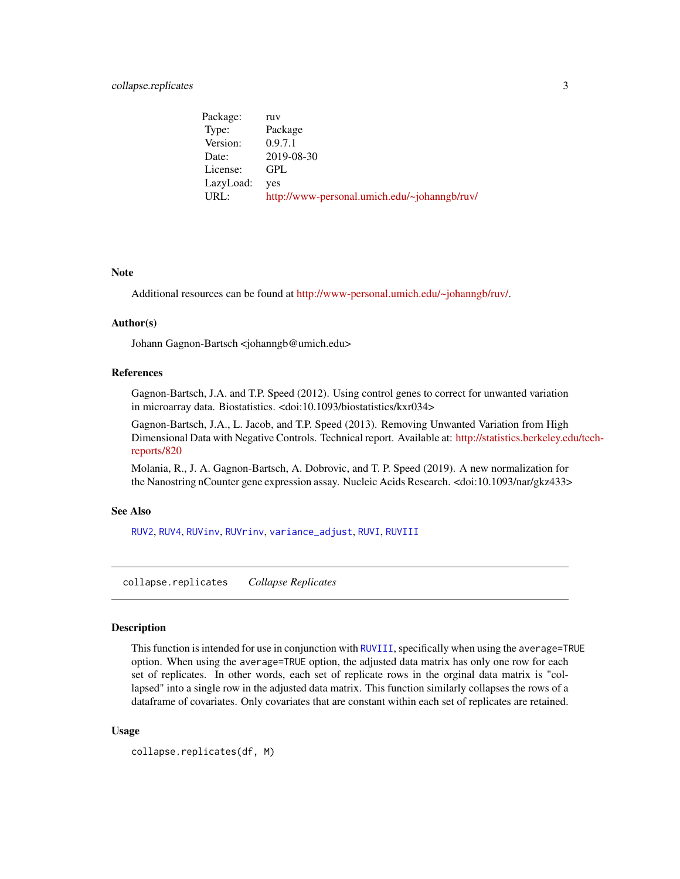| | |
|---|---|
| Package: | ruv |
| Type: | Package |
| Version: | 0.9.7.1 |
| Date: | 2019-08-30 |
| License: | GPL |
| LazyLoad: | yes |
| URL: | http://www-personal.umich.edu/~johanngb/ruv/ |

### Note

Additional resources can be found at http://www-personal.umich.edu/~johanngb/ruv/.

### Author(s)

Johann Gagnon-Bartsch <johanngb@umich.edu>

### References

Gagnon-Bartsch, J.A. and T.P. Speed (2012). Using control genes to correct for unwanted variation in microarray data. Biostatistics. <doi:10.1093/biostatistics/kxr034>

Gagnon-Bartsch, J.A., L. Jacob, and T.P. Speed (2013). Removing Unwanted Variation from High Dimensional Data with Negative Controls. Technical report. Available at: http://statistics.berkeley.edu/tech-reports/820

Molania, R., J. A. Gagnon-Bartsch, A. Dobrovic, and T. P. Speed (2019). A new normalization for the Nanostring nCounter gene expression assay. Nucleic Acids Research. <doi:10.1093/nar/gkz433>

### See Also

RUV2, RUV4, RUVinv, RUVrinv, variance_adjust, RUVI, RUVIII

---

## collapse.replicates *Collapse Replicates*

---

### Description

This function is intended for use in conjunction with RUVIII, specifically when using the average=TRUE option. When using the average=TRUE option, the adjusted data matrix has only one row for each set of replicates. In other words, each set of replicate rows in the orginal data matrix is "collapsed" into a single row in the adjusted data matrix. This function similarly collapses the rows of a dataframe of covariates. Only covariates that are constant within each set of replicates are retained.

### Usage

```
collapse.replicates(df, M)
```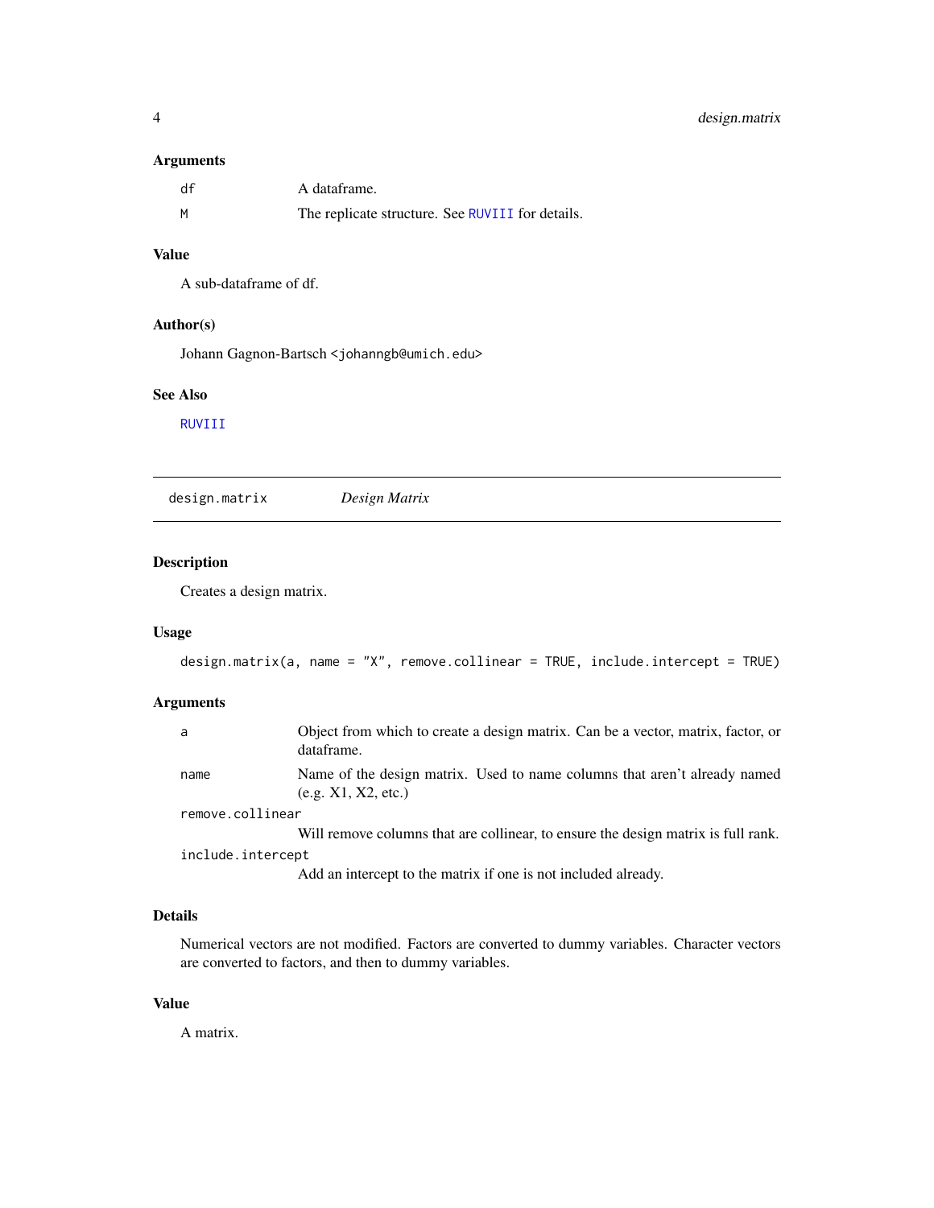### Arguments

| | |
|---|---|
| `df` | A dataframe. |
| `M` | The replicate structure. See `RUVIII` for details. |

### Value

A sub-dataframe of df.

### Author(s)

Johann Gagnon-Bartsch <johanngb@umich.edu>

### See Also

`RUVIII`

---

## design.matrix — *Design Matrix*

### Description

Creates a design matrix.

### Usage

```
design.matrix(a, name = "X", remove.collinear = TRUE, include.intercept = TRUE)
```

### Arguments

| | |
|---|---|
| `a` | Object from which to create a design matrix. Can be a vector, matrix, factor, or dataframe. |
| `name` | Name of the design matrix. Used to name columns that aren't already named (e.g. X1, X2, etc.) |
| `remove.collinear` | Will remove columns that are collinear, to ensure the design matrix is full rank. |
| `include.intercept` | Add an intercept to the matrix if one is not included already. |

### Details

Numerical vectors are not modified. Factors are converted to dummy variables. Character vectors are converted to factors, and then to dummy variables.

### Value

A matrix.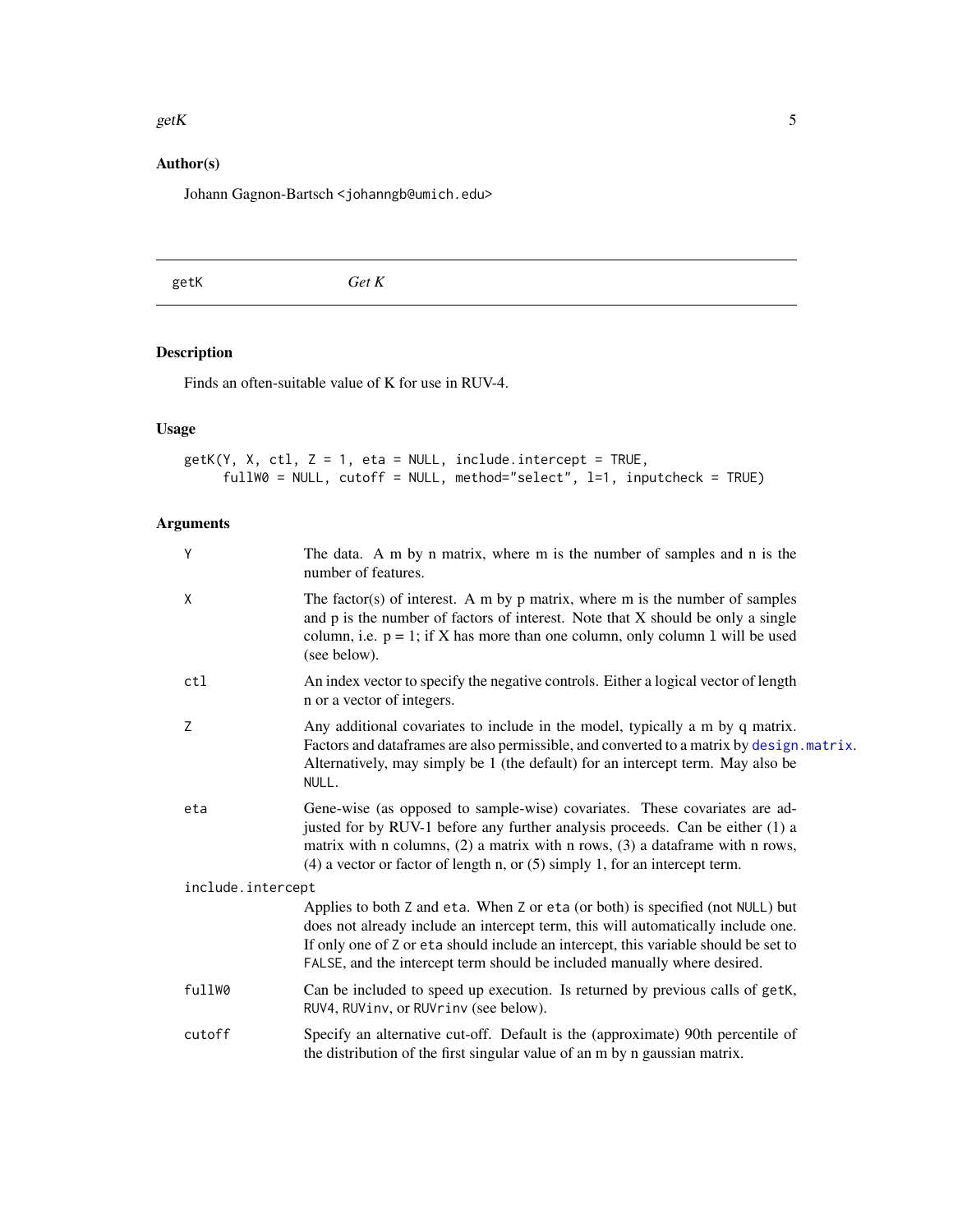## Author(s)

Johann Gagnon-Bartsch <johanngb@umich.edu>

---

getK    *Get K*

---

## Description

Finds an often-suitable value of K for use in RUV-4.

## Usage

```
getK(Y, X, ctl, Z = 1, eta = NULL, include.intercept = TRUE,
     fullW0 = NULL, cutoff = NULL, method="select", l=1, inputcheck = TRUE)
```

## Arguments

| | |
|---|---|
| Y | The data. A m by n matrix, where m is the number of samples and n is the number of features. |
| X | The factor(s) of interest. A m by p matrix, where m is the number of samples and p is the number of factors of interest. Note that X should be only a single column, i.e. p = 1; if X has more than one column, only column 1 will be used (see below). |
| ctl | An index vector to specify the negative controls. Either a logical vector of length n or a vector of integers. |
| Z | Any additional covariates to include in the model, typically a m by q matrix. Factors and dataframes are also permissible, and converted to a matrix by design.matrix. Alternatively, may simply be 1 (the default) for an intercept term. May also be NULL. |
| eta | Gene-wise (as opposed to sample-wise) covariates. These covariates are adjusted for by RUV-1 before any further analysis proceeds. Can be either (1) a matrix with n columns, (2) a matrix with n rows, (3) a dataframe with n rows, (4) a vector or factor of length n, or (5) simply 1, for an intercept term. |
| include.intercept | Applies to both Z and eta. When Z or eta (or both) is specified (not NULL) but does not already include an intercept term, this will automatically include one. If only one of Z or eta should include an intercept, this variable should be set to FALSE, and the intercept term should be included manually where desired. |
| fullW0 | Can be included to speed up execution. Is returned by previous calls of getK, RUV4, RUVinv, or RUVrinv (see below). |
| cutoff | Specify an alternative cut-off. Default is the (approximate) 90th percentile of the distribution of the first singular value of an m by n gaussian matrix. |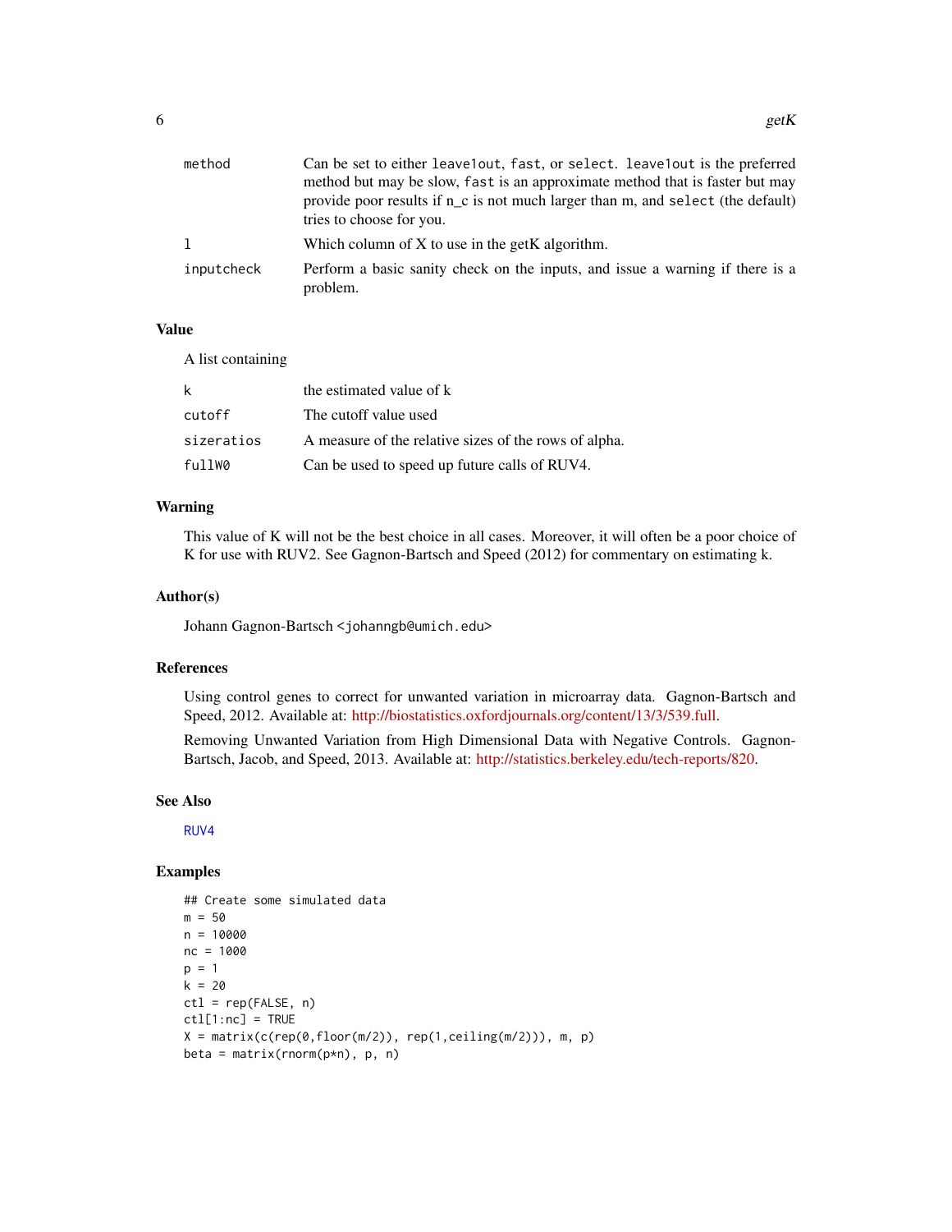| | |
|---|---|
| method | Can be set to either leave1out, fast, or select. leave1out is the preferred method but may be slow, fast is an approximate method that is faster but may provide poor results if $n_c$ is not much larger than m, and select (the default) tries to choose for you. |
| l | Which column of X to use in the getK algorithm. |
| inputcheck | Perform a basic sanity check on the inputs, and issue a warning if there is a problem. |

## Value

A list containing

| | |
|---|---|
| k | the estimated value of k |
| cutoff | The cutoff value used |
| sizeratios | A measure of the relative sizes of the rows of alpha. |
| fullW0 | Can be used to speed up future calls of RUV4. |

## Warning

This value of K will not be the best choice in all cases. Moreover, it will often be a poor choice of K for use with RUV2. See Gagnon-Bartsch and Speed (2012) for commentary on estimating k.

## Author(s)

Johann Gagnon-Bartsch <johanngb@umich.edu>

## References

Using control genes to correct for unwanted variation in microarray data. Gagnon-Bartsch and Speed, 2012. Available at: http://biostatistics.oxfordjournals.org/content/13/3/539.full.

Removing Unwanted Variation from High Dimensional Data with Negative Controls. Gagnon-Bartsch, Jacob, and Speed, 2013. Available at: http://statistics.berkeley.edu/tech-reports/820.

## See Also

RUV4

## Examples

```
## Create some simulated data
m = 50
n = 10000
nc = 1000
p = 1
k = 20
ctl = rep(FALSE, n)
ctl[1:nc] = TRUE
X = matrix(c(rep(0,floor(m/2)), rep(1,ceiling(m/2))), m, p)
beta = matrix(rnorm(p*n), p, n)
```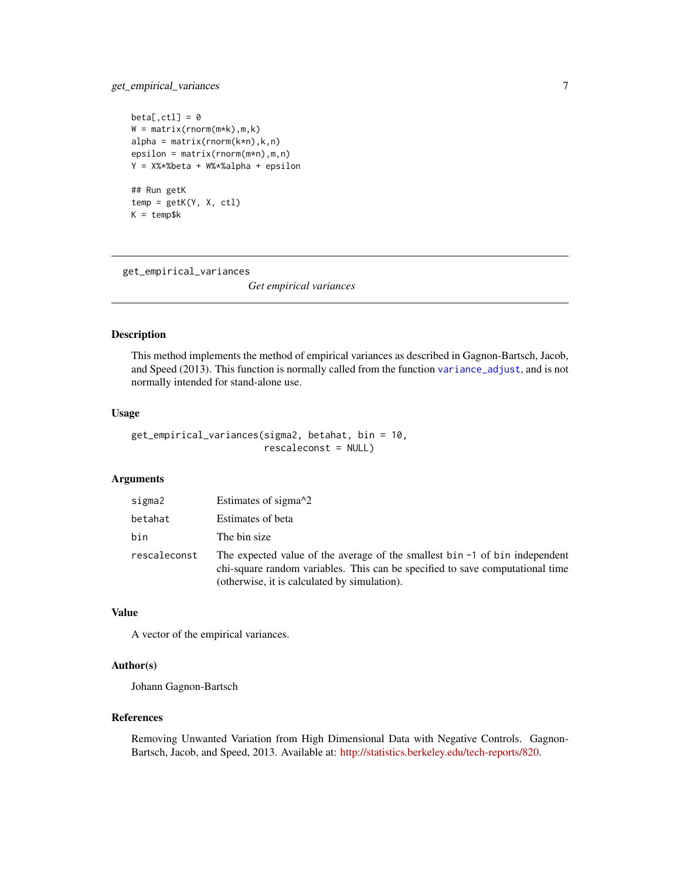```
beta[,ctl] = 0
W = matrix(rnorm(m*k),m,k)
alpha = matrix(rnorm(k*n),k,n)
epsilon = matrix(rnorm(m*n),m,n)
Y = X%*%beta + W%*%alpha + epsilon

## Run getK
temp = getK(Y, X, ctl)
K = temp$k
```

---

## get_empirical_variances

*Get empirical variances*

### Description

This method implements the method of empirical variances as described in Gagnon-Bartsch, Jacob, and Speed (2013). This function is normally called from the function `variance_adjust`, and is not normally intended for stand-alone use.

### Usage

```
get_empirical_variances(sigma2, betahat, bin = 10,
                        rescaleconst = NULL)
```

### Arguments

| | |
|---|---|
| `sigma2` | Estimates of sigma^2 |
| `betahat` | Estimates of beta |
| `bin` | The bin size |
| `rescaleconst` | The expected value of the average of the smallest `bin -1` of `bin` independent chi-square random variables. This can be specified to save computational time (otherwise, it is calculated by simulation). |

### Value

A vector of the empirical variances.

### Author(s)

Johann Gagnon-Bartsch

### References

Removing Unwanted Variation from High Dimensional Data with Negative Controls. Gagnon-Bartsch, Jacob, and Speed, 2013. Available at: http://statistics.berkeley.edu/tech-reports/820.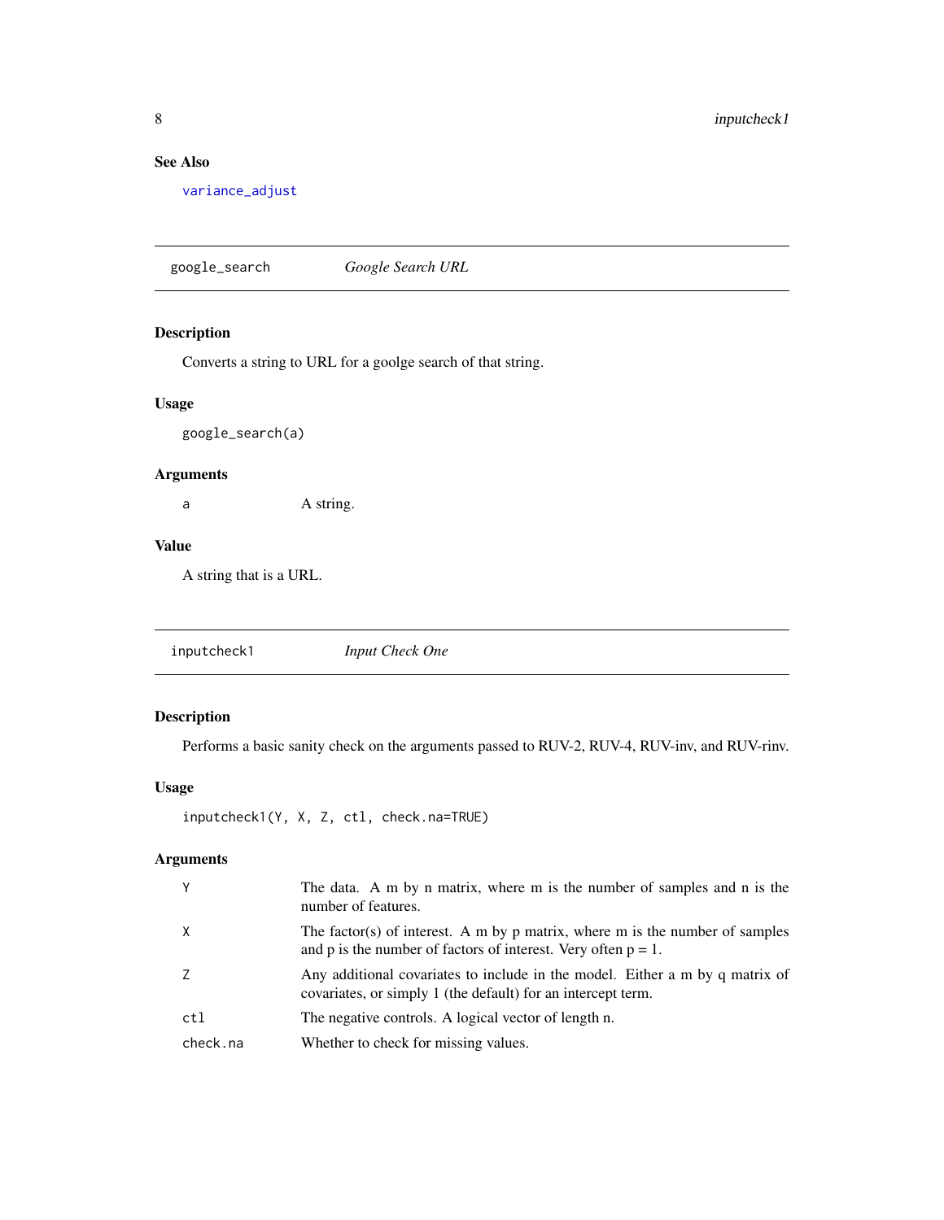## See Also

variance_adjust

---

## google_search — *Google Search URL*

### Description

Converts a string to URL for a goolge search of that string.

### Usage

```
google_search(a)
```

### Arguments

| | |
|---|---|
| a | A string. |

### Value

A string that is a URL.

---

## inputcheck1 — *Input Check One*

### Description

Performs a basic sanity check on the arguments passed to RUV-2, RUV-4, RUV-inv, and RUV-rinv.

### Usage

```
inputcheck1(Y, X, Z, ctl, check.na=TRUE)
```

### Arguments

| | |
|---|---|
| Y | The data. A m by n matrix, where m is the number of samples and n is the number of features. |
| X | The factor(s) of interest. A m by p matrix, where m is the number of samples and p is the number of factors of interest. Very often p = 1. |
| Z | Any additional covariates to include in the model. Either a m by q matrix of covariates, or simply 1 (the default) for an intercept term. |
| ctl | The negative controls. A logical vector of length n. |
| check.na | Whether to check for missing values. |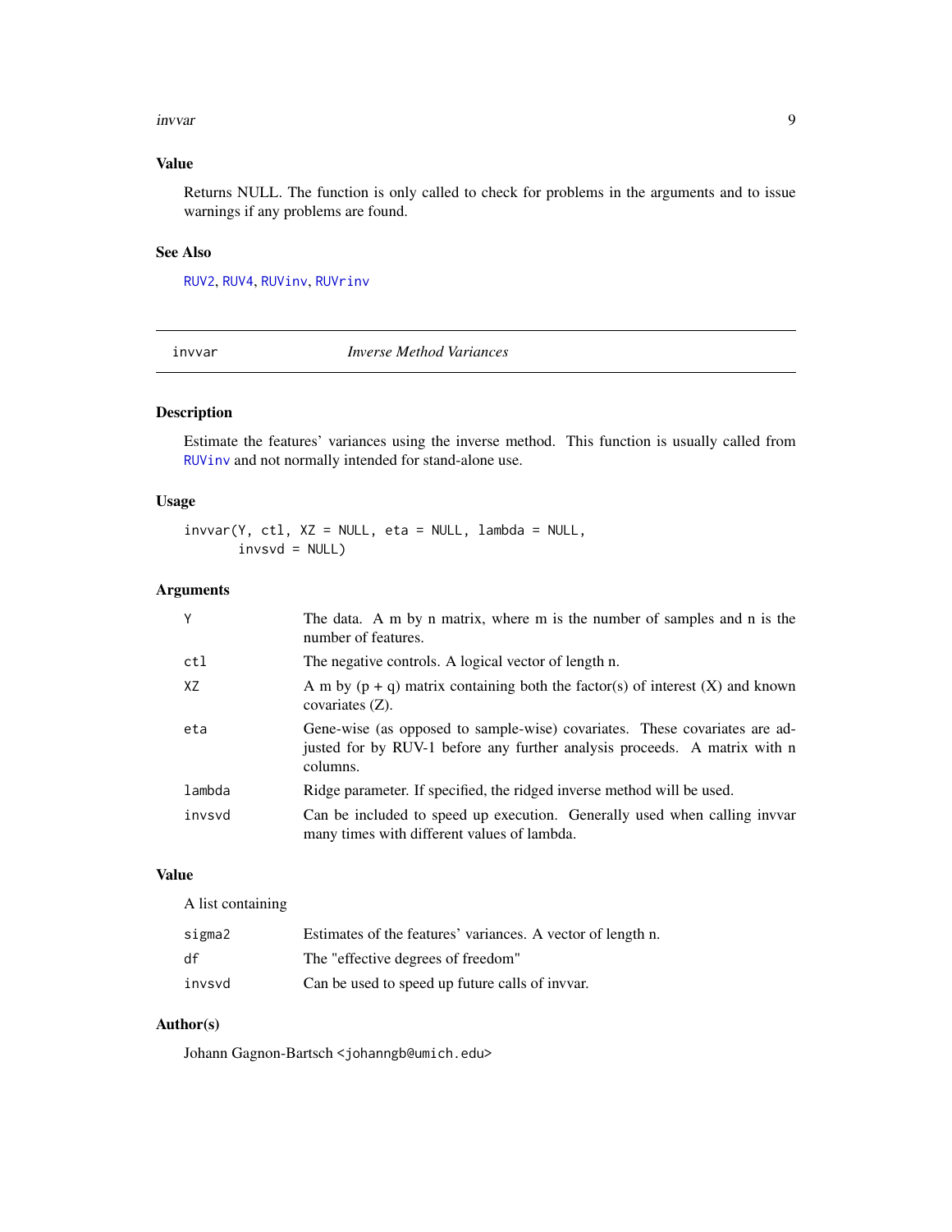## Value

Returns NULL. The function is only called to check for problems in the arguments and to issue warnings if any problems are found.

## See Also

RUV2, RUV4, RUVinv, RUVrinv

---

# invvar — *Inverse Method Variances*

## Description

Estimate the features' variances using the inverse method. This function is usually called from RUVinv and not normally intended for stand-alone use.

## Usage

```
invvar(Y, ctl, XZ = NULL, eta = NULL, lambda = NULL,
       invsvd = NULL)
```

## Arguments

| | |
|---|---|
| Y | The data. A m by n matrix, where m is the number of samples and n is the number of features. |
| ctl | The negative controls. A logical vector of length n. |
| XZ | A m by (p + q) matrix containing both the factor(s) of interest (X) and known covariates (Z). |
| eta | Gene-wise (as opposed to sample-wise) covariates. These covariates are adjusted for by RUV-1 before any further analysis proceeds. A matrix with n columns. |
| lambda | Ridge parameter. If specified, the ridged inverse method will be used. |
| invsvd | Can be included to speed up execution. Generally used when calling invvar many times with different values of lambda. |

## Value

A list containing

| | |
|---|---|
| sigma2 | Estimates of the features' variances. A vector of length n. |
| df | The "effective degrees of freedom" |
| invsvd | Can be used to speed up future calls of invvar. |

## Author(s)

Johann Gagnon-Bartsch <johanngb@umich.edu>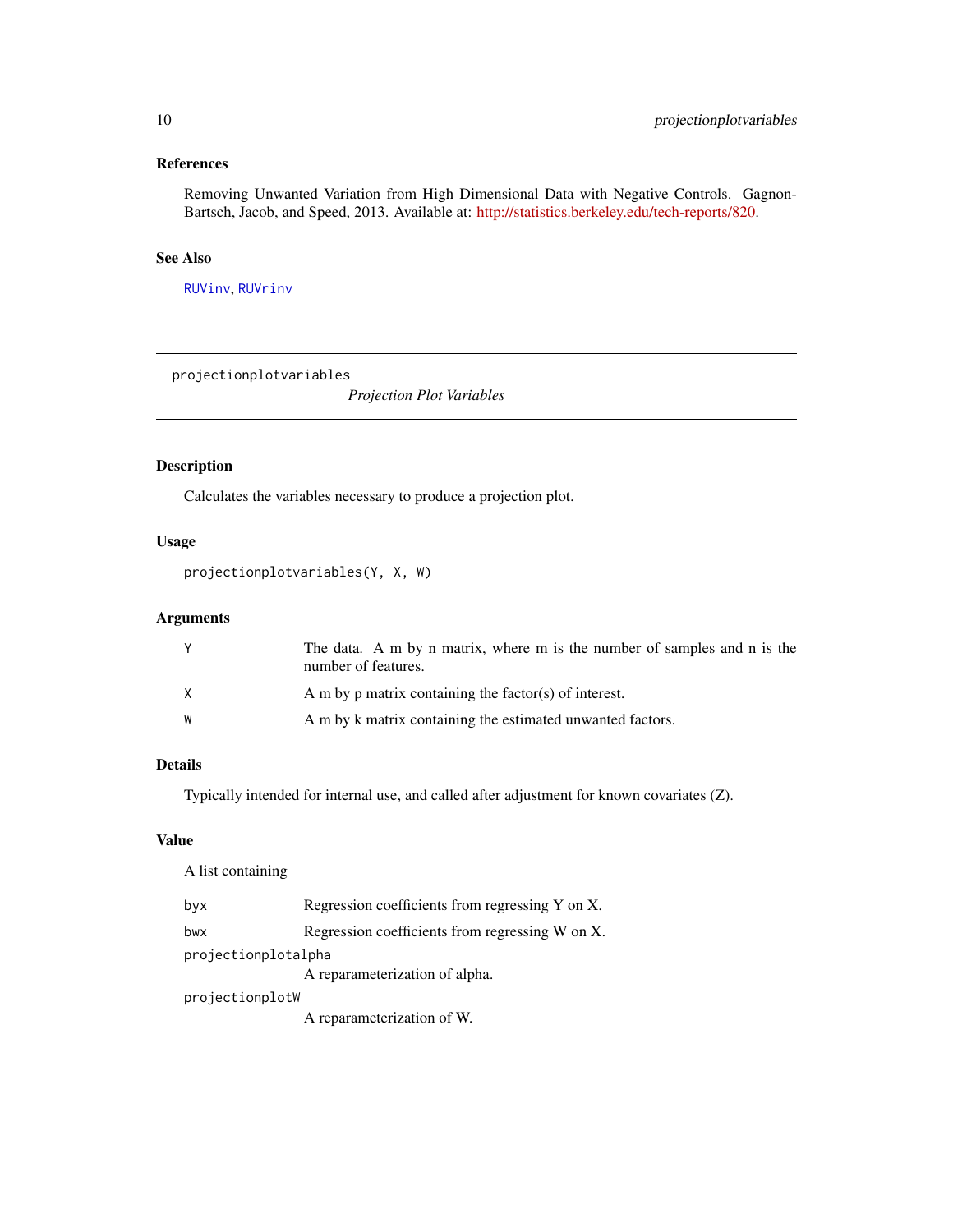## References

Removing Unwanted Variation from High Dimensional Data with Negative Controls. Gagnon-Bartsch, Jacob, and Speed, 2013. Available at: http://statistics.berkeley.edu/tech-reports/820.

## See Also

`RUVinv`, `RUVrinv`

---

`projectionplotvariables` *Projection Plot Variables*

---

## Description

Calculates the variables necessary to produce a projection plot.

## Usage

```
projectionplotvariables(Y, X, W)
```

## Arguments

| | |
|---|---|
| `Y` | The data. A m by n matrix, where m is the number of samples and n is the number of features. |
| `X` | A m by p matrix containing the factor(s) of interest. |
| `W` | A m by k matrix containing the estimated unwanted factors. |

## Details

Typically intended for internal use, and called after adjustment for known covariates (Z).

## Value

A list containing

| | |
|---|---|
| `byx` | Regression coefficients from regressing Y on X. |
| `bwx` | Regression coefficients from regressing W on X. |
| `projectionplotalpha` | A reparameterization of alpha. |
| `projectionplotW` | A reparameterization of W. |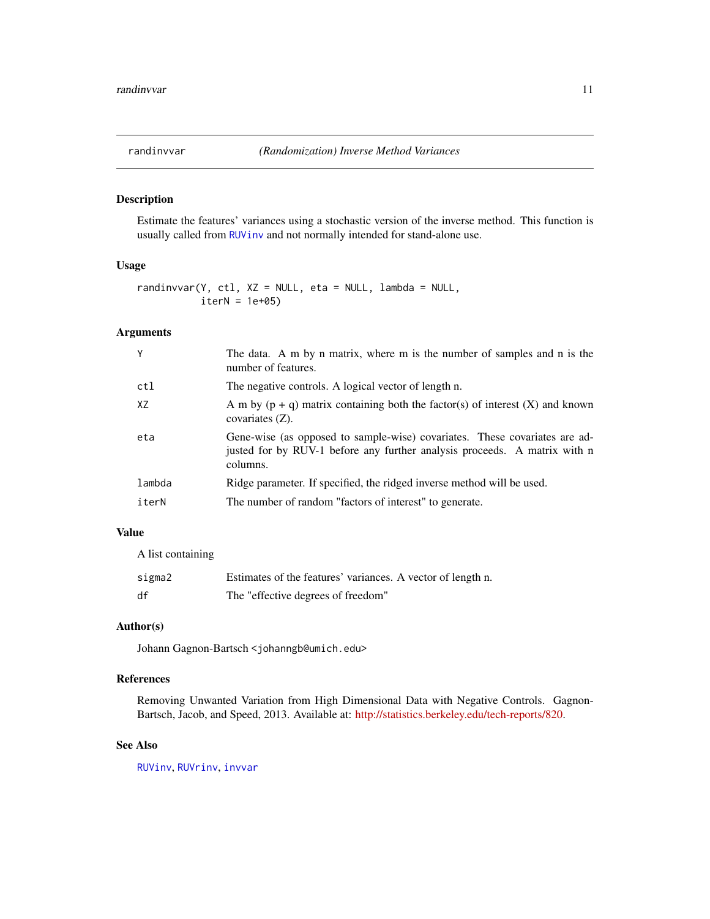# randinvvar — *(Randomization) Inverse Method Variances*

## Description

Estimate the features' variances using a stochastic version of the inverse method. This function is usually called from RUVinv and not normally intended for stand-alone use.

## Usage

```
randinvvar(Y, ctl, XZ = NULL, eta = NULL, lambda = NULL,
           iterN = 1e+05)
```

## Arguments

| | |
|---|---|
| Y | The data. A m by n matrix, where m is the number of samples and n is the number of features. |
| ctl | The negative controls. A logical vector of length n. |
| XZ | A m by (p + q) matrix containing both the factor(s) of interest (X) and known covariates (Z). |
| eta | Gene-wise (as opposed to sample-wise) covariates. These covariates are adjusted for by RUV-1 before any further analysis proceeds. A matrix with n columns. |
| lambda | Ridge parameter. If specified, the ridged inverse method will be used. |
| iterN | The number of random "factors of interest" to generate. |

## Value

A list containing

| | |
|---|---|
| sigma2 | Estimates of the features' variances. A vector of length n. |
| df | The "effective degrees of freedom" |

## Author(s)

Johann Gagnon-Bartsch <johanngb@umich.edu>

## References

Removing Unwanted Variation from High Dimensional Data with Negative Controls. Gagnon-Bartsch, Jacob, and Speed, 2013. Available at: http://statistics.berkeley.edu/tech-reports/820.

## See Also

RUVinv, RUVrinv, invvar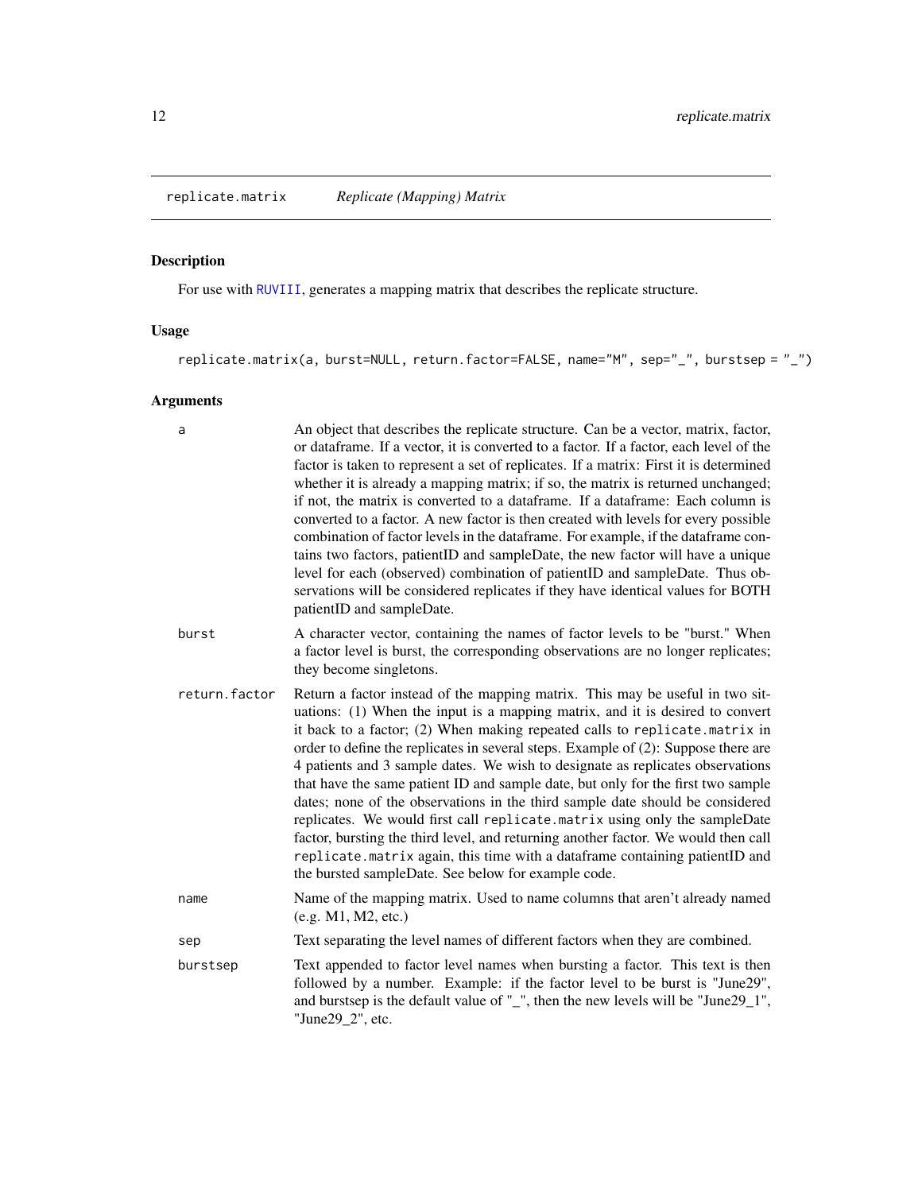## replicate.matrix — *Replicate (Mapping) Matrix*

### Description

For use with RUVIII, generates a mapping matrix that describes the replicate structure.

### Usage

```
replicate.matrix(a, burst=NULL, return.factor=FALSE, name="M", sep="_", burstsep = "_")
```

### Arguments

| Argument | Description |
|---|---|
| `a` | An object that describes the replicate structure. Can be a vector, matrix, factor, or dataframe. If a vector, it is converted to a factor. If a factor, each level of the factor is taken to represent a set of replicates. If a matrix: First it is determined whether it is already a mapping matrix; if so, the matrix is returned unchanged; if not, the matrix is converted to a dataframe. If a dataframe: Each column is converted to a factor. A new factor is then created with levels for every possible combination of factor levels in the dataframe. For example, if the dataframe contains two factors, patientID and sampleDate, the new factor will have a unique level for each (observed) combination of patientID and sampleDate. Thus observations will be considered replicates if they have identical values for BOTH patientID and sampleDate. |
| `burst` | A character vector, containing the names of factor levels to be "burst." When a factor level is burst, the corresponding observations are no longer replicates; they become singletons. |
| `return.factor` | Return a factor instead of the mapping matrix. This may be useful in two situations: (1) When the input is a mapping matrix, and it is desired to convert it back to a factor; (2) When making repeated calls to `replicate.matrix` in order to define the replicates in several steps. Example of (2): Suppose there are 4 patients and 3 sample dates. We wish to designate as replicates observations that have the same patient ID and sample date, but only for the first two sample dates; none of the observations in the third sample date should be considered replicates. We would first call `replicate.matrix` using only the sampleDate factor, bursting the third level, and returning another factor. We would then call `replicate.matrix` again, this time with a dataframe containing patientID and the bursted sampleDate. See below for example code. |
| `name` | Name of the mapping matrix. Used to name columns that aren't already named (e.g. M1, M2, etc.) |
| `sep` | Text separating the level names of different factors when they are combined. |
| `burstsep` | Text appended to factor level names when bursting a factor. This text is then followed by a number. Example: if the factor level to be burst is "June29", and burstsep is the default value of "_", then the new levels will be "June29_1", "June29_2", etc. |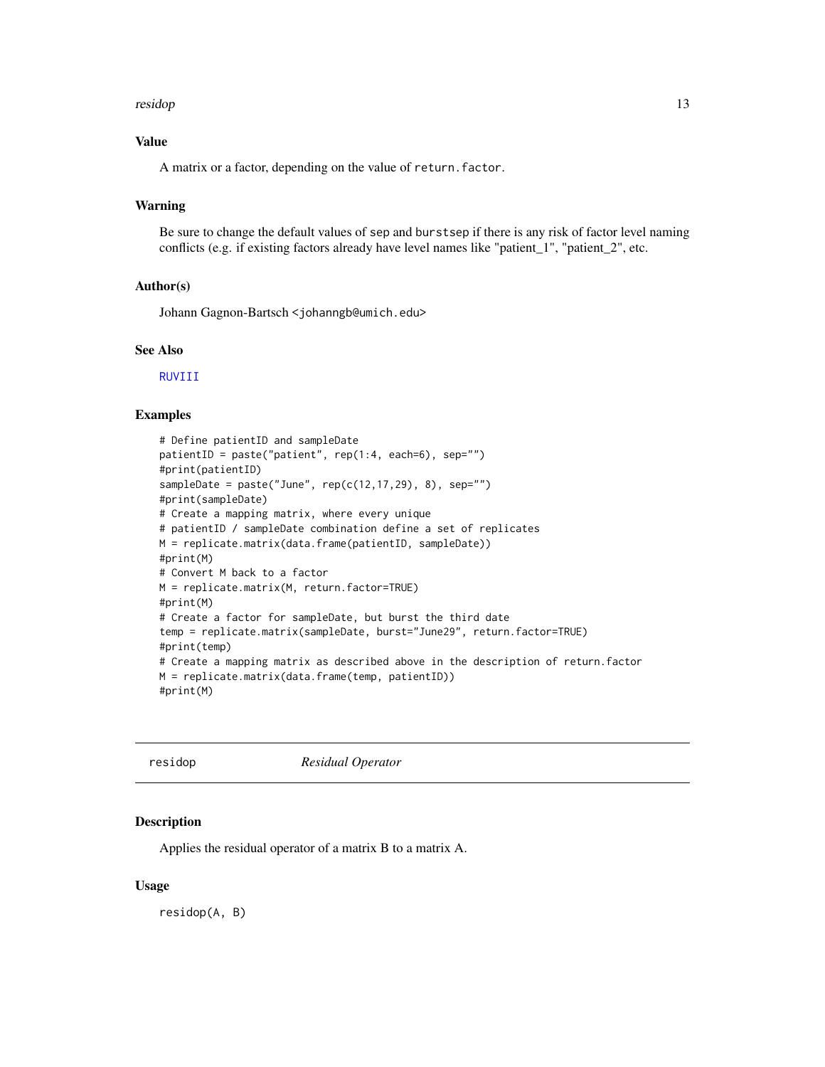## Value

A matrix or a factor, depending on the value of return.factor.

## Warning

Be sure to change the default values of sep and burstsep if there is any risk of factor level naming conflicts (e.g. if existing factors already have level names like "patient_1", "patient_2", etc.

## Author(s)

Johann Gagnon-Bartsch <johanngb@umich.edu>

## See Also

RUVIII

## Examples

```
# Define patientID and sampleDate
patientID = paste("patient", rep(1:4, each=6), sep="")
#print(patientID)
sampleDate = paste("June", rep(c(12,17,29), 8), sep="")
#print(sampleDate)
# Create a mapping matrix, where every unique
# patientID / sampleDate combination define a set of replicates
M = replicate.matrix(data.frame(patientID, sampleDate))
#print(M)
# Convert M back to a factor
M = replicate.matrix(M, return.factor=TRUE)
#print(M)
# Create a factor for sampleDate, but burst the third date
temp = replicate.matrix(sampleDate, burst="June29", return.factor=TRUE)
#print(temp)
# Create a mapping matrix as described above in the description of return.factor
M = replicate.matrix(data.frame(temp, patientID))
#print(M)
```

---

# residop *Residual Operator*

## Description

Applies the residual operator of a matrix B to a matrix A.

## Usage

```
residop(A, B)
```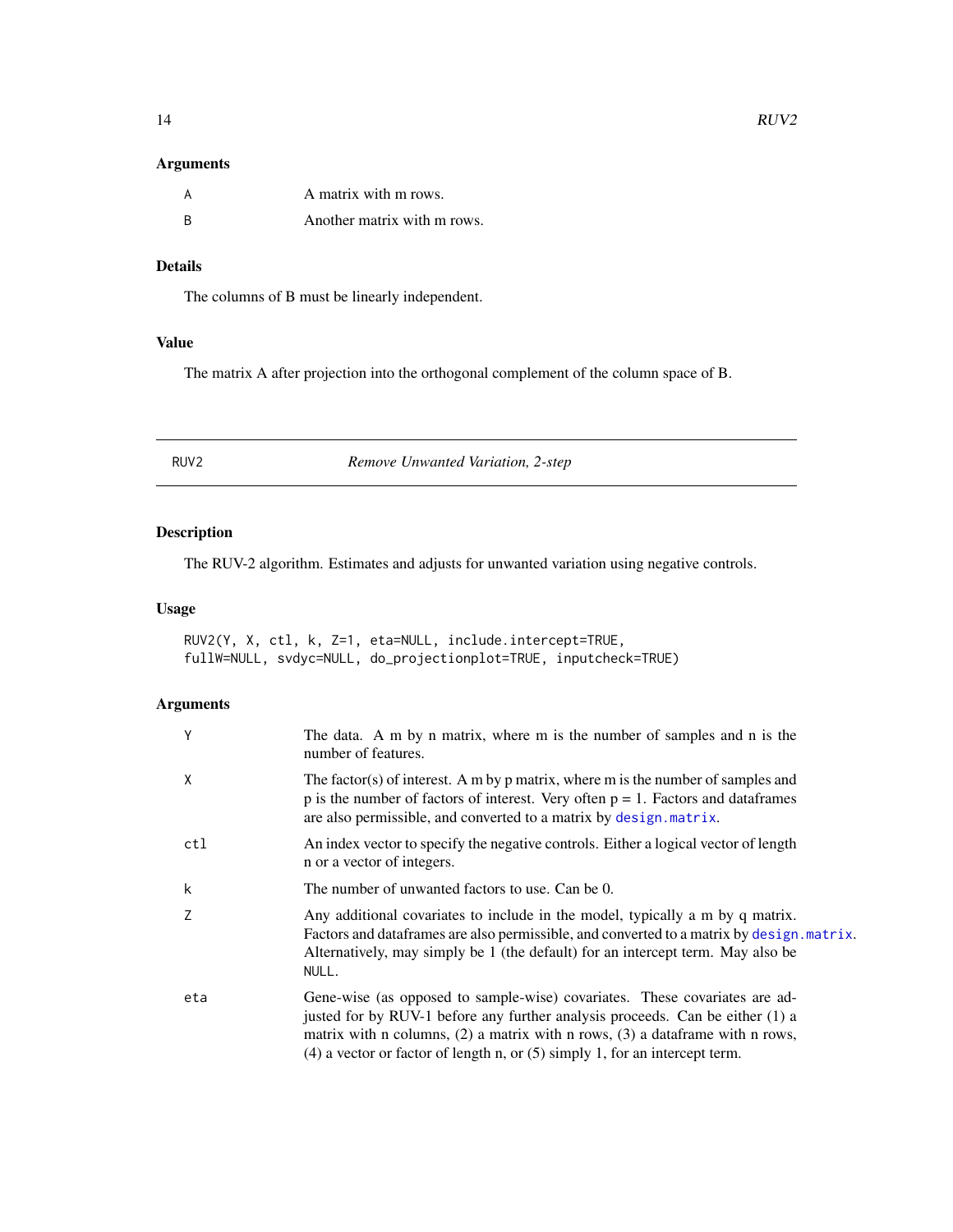### Arguments

| | |
|---|---|
| A | A matrix with m rows. |
| B | Another matrix with m rows. |

### Details

The columns of B must be linearly independent.

### Value

The matrix A after projection into the orthogonal complement of the column space of B.

---

## RUV2 — *Remove Unwanted Variation, 2-step*

---

### Description

The RUV-2 algorithm. Estimates and adjusts for unwanted variation using negative controls.

### Usage

```
RUV2(Y, X, ctl, k, Z=1, eta=NULL, include.intercept=TRUE,
fullW=NULL, svdyc=NULL, do_projectionplot=TRUE, inputcheck=TRUE)
```

### Arguments

| | |
|---|---|
| Y | The data. A m by n matrix, where m is the number of samples and n is the number of features. |
| X | The factor(s) of interest. A m by p matrix, where m is the number of samples and p is the number of factors of interest. Very often p = 1. Factors and dataframes are also permissible, and converted to a matrix by `design.matrix`. |
| ctl | An index vector to specify the negative controls. Either a logical vector of length n or a vector of integers. |
| k | The number of unwanted factors to use. Can be 0. |
| Z | Any additional covariates to include in the model, typically a m by q matrix. Factors and dataframes are also permissible, and converted to a matrix by `design.matrix`. Alternatively, may simply be 1 (the default) for an intercept term. May also be `NULL`. |
| eta | Gene-wise (as opposed to sample-wise) covariates. These covariates are adjusted for by RUV-1 before any further analysis proceeds. Can be either (1) a matrix with n columns, (2) a matrix with n rows, (3) a dataframe with n rows, (4) a vector or factor of length n, or (5) simply 1, for an intercept term. |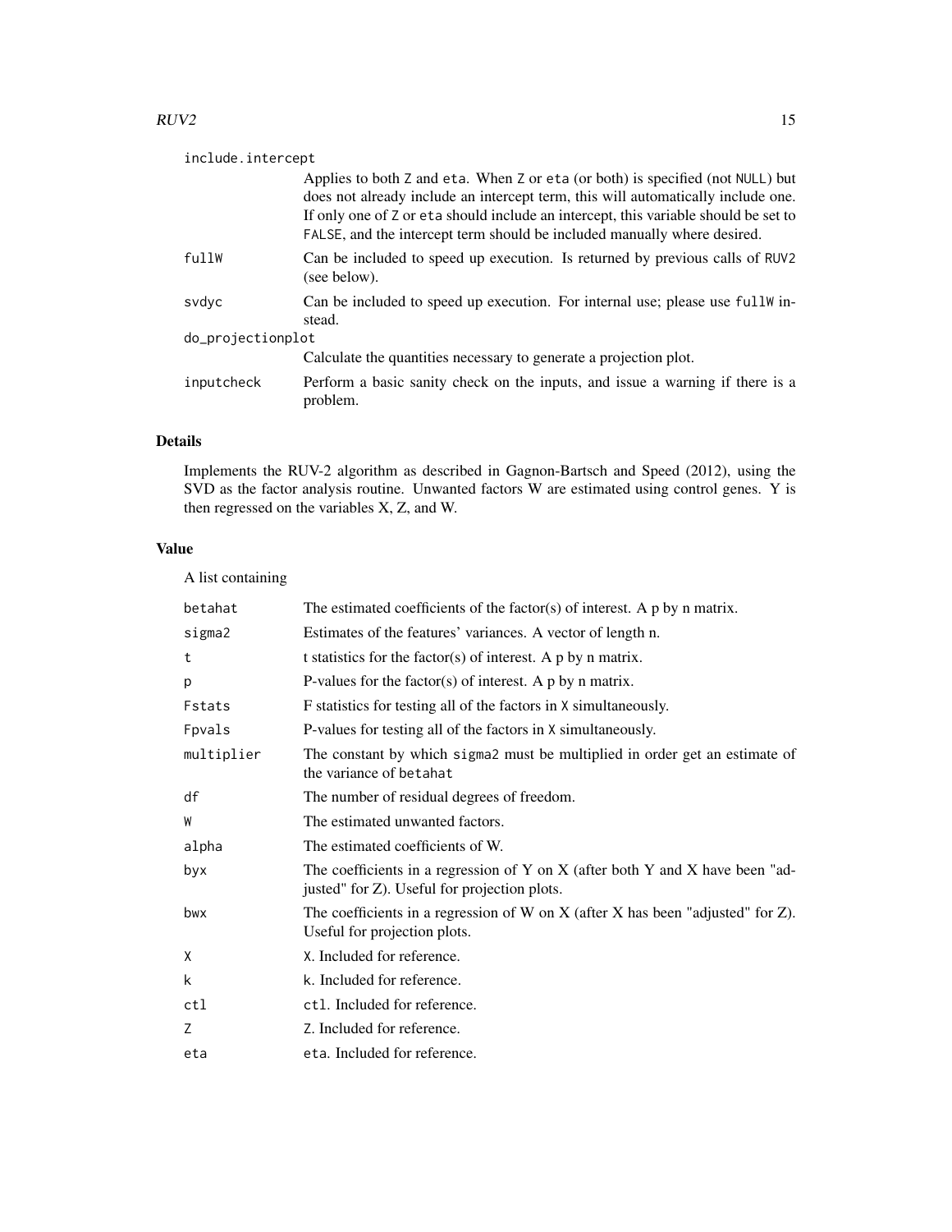| | |
|---|---|
| `include.intercept` | Applies to both `Z` and `eta`. When `Z` or `eta` (or both) is specified (not `NULL`) but does not already include an intercept term, this will automatically include one. If only one of `Z` or `eta` should include an intercept, this variable should be set to `FALSE`, and the intercept term should be included manually where desired. |
| `fullW` | Can be included to speed up execution. Is returned by previous calls of `RUV2` (see below). |
| `svdyc` | Can be included to speed up execution. For internal use; please use `fullW` instead. |
| `do_projectionplot` | Calculate the quantities necessary to generate a projection plot. |
| `inputcheck` | Perform a basic sanity check on the inputs, and issue a warning if there is a problem. |

## Details

Implements the RUV-2 algorithm as described in Gagnon-Bartsch and Speed (2012), using the SVD as the factor analysis routine. Unwanted factors W are estimated using control genes. Y is then regressed on the variables X, Z, and W.

## Value

A list containing

| | |
|---|---|
| `betahat` | The estimated coefficients of the factor(s) of interest. A p by n matrix. |
| `sigma2` | Estimates of the features' variances. A vector of length n. |
| `t` | t statistics for the factor(s) of interest. A p by n matrix. |
| `p` | P-values for the factor(s) of interest. A p by n matrix. |
| `Fstats` | F statistics for testing all of the factors in `X` simultaneously. |
| `Fpvals` | P-values for testing all of the factors in `X` simultaneously. |
| `multiplier` | The constant by which `sigma2` must be multiplied in order get an estimate of the variance of `betahat` |
| `df` | The number of residual degrees of freedom. |
| `W` | The estimated unwanted factors. |
| `alpha` | The estimated coefficients of W. |
| `byx` | The coefficients in a regression of Y on X (after both Y and X have been "adjusted" for Z). Useful for projection plots. |
| `bwx` | The coefficients in a regression of W on X (after X has been "adjusted" for Z). Useful for projection plots. |
| `X` | `X`. Included for reference. |
| `k` | `k`. Included for reference. |
| `ctl` | `ctl`. Included for reference. |
| `Z` | `Z`. Included for reference. |
| `eta` | `eta`. Included for reference. |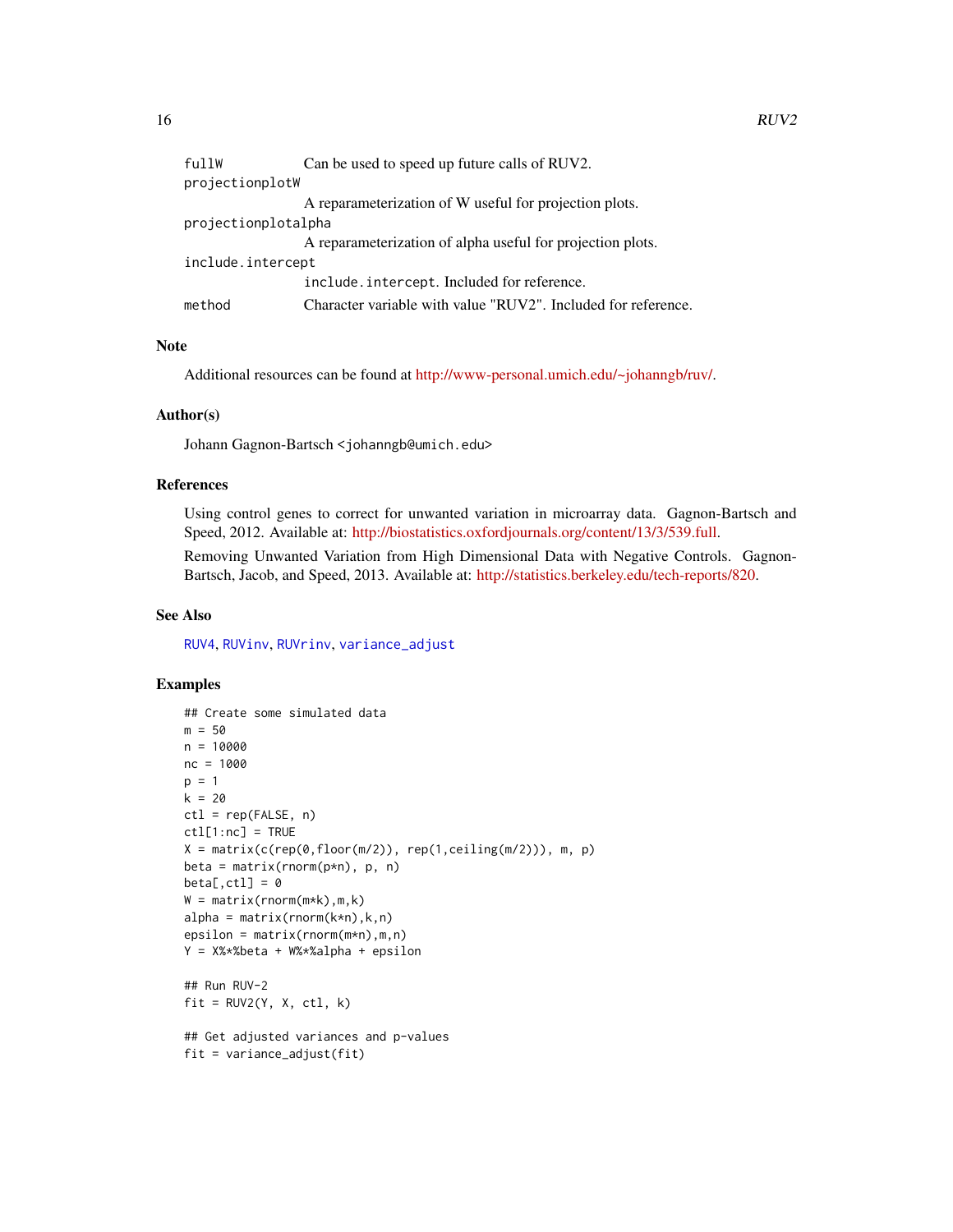| | |
|---|---|
| `fullW` | Can be used to speed up future calls of RUV2. |
| `projectionplotW` | A reparameterization of W useful for projection plots. |
| `projectionplotalpha` | A reparameterization of alpha useful for projection plots. |
| `include.intercept` | `include.intercept`. Included for reference. |
| `method` | Character variable with value "RUV2". Included for reference. |

## Note

Additional resources can be found at http://www-personal.umich.edu/~johanngb/ruv/.

## Author(s)

Johann Gagnon-Bartsch <johanngb@umich.edu>

## References

Using control genes to correct for unwanted variation in microarray data. Gagnon-Bartsch and Speed, 2012. Available at: http://biostatistics.oxfordjournals.org/content/13/3/539.full.

Removing Unwanted Variation from High Dimensional Data with Negative Controls. Gagnon-Bartsch, Jacob, and Speed, 2013. Available at: http://statistics.berkeley.edu/tech-reports/820.

## See Also

RUV4, RUVinv, RUVrinv, variance_adjust

## Examples

```
## Create some simulated data
m = 50
n = 10000
nc = 1000
p = 1
k = 20
ctl = rep(FALSE, n)
ctl[1:nc] = TRUE
X = matrix(c(rep(0,floor(m/2)), rep(1,ceiling(m/2))), m, p)
beta = matrix(rnorm(p*n), p, n)
beta[,ctl] = 0
W = matrix(rnorm(m*k),m,k)
alpha = matrix(rnorm(k*n),k,n)
epsilon = matrix(rnorm(m*n),m,n)
Y = X%*%beta + W%*%alpha + epsilon

## Run RUV-2
fit = RUV2(Y, X, ctl, k)

## Get adjusted variances and p-values
fit = variance_adjust(fit)
```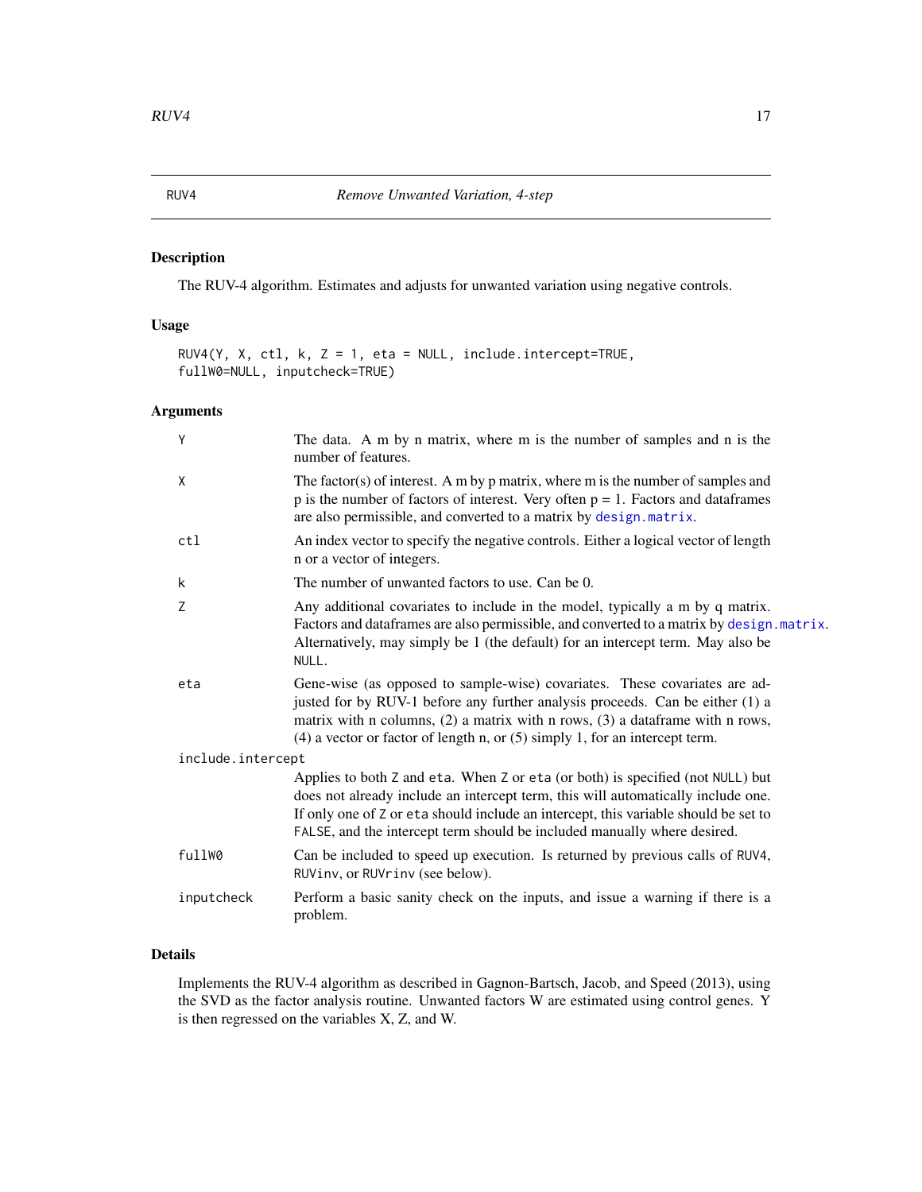## RUV4 — *Remove Unwanted Variation, 4-step*

### Description

The RUV-4 algorithm. Estimates and adjusts for unwanted variation using negative controls.

### Usage

```
RUV4(Y, X, ctl, k, Z = 1, eta = NULL, include.intercept=TRUE,
fullW0=NULL, inputcheck=TRUE)
```

### Arguments

| Argument | Description |
|---|---|
| `Y` | The data. A m by n matrix, where m is the number of samples and n is the number of features. |
| `X` | The factor(s) of interest. A m by p matrix, where m is the number of samples and p is the number of factors of interest. Very often p = 1. Factors and dataframes are also permissible, and converted to a matrix by `design.matrix`. |
| `ctl` | An index vector to specify the negative controls. Either a logical vector of length n or a vector of integers. |
| `k` | The number of unwanted factors to use. Can be 0. |
| `Z` | Any additional covariates to include in the model, typically a m by q matrix. Factors and dataframes are also permissible, and converted to a matrix by `design.matrix`. Alternatively, may simply be 1 (the default) for an intercept term. May also be `NULL`. |
| `eta` | Gene-wise (as opposed to sample-wise) covariates. These covariates are adjusted for by RUV-1 before any further analysis proceeds. Can be either (1) a matrix with n columns, (2) a matrix with n rows, (3) a dataframe with n rows, (4) a vector or factor of length n, or (5) simply 1, for an intercept term. |
| `include.intercept` | Applies to both `Z` and `eta`. When `Z` or `eta` (or both) is specified (not `NULL`) but does not already include an intercept term, this will automatically include one. If only one of `Z` or `eta` should include an intercept, this variable should be set to `FALSE`, and the intercept term should be included manually where desired. |
| `fullW0` | Can be included to speed up execution. Is returned by previous calls of `RUV4`, `RUVinv`, or `RUVrinv` (see below). |
| `inputcheck` | Perform a basic sanity check on the inputs, and issue a warning if there is a problem. |

### Details

Implements the RUV-4 algorithm as described in Gagnon-Bartsch, Jacob, and Speed (2013), using the SVD as the factor analysis routine. Unwanted factors W are estimated using control genes. Y is then regressed on the variables X, Z, and W.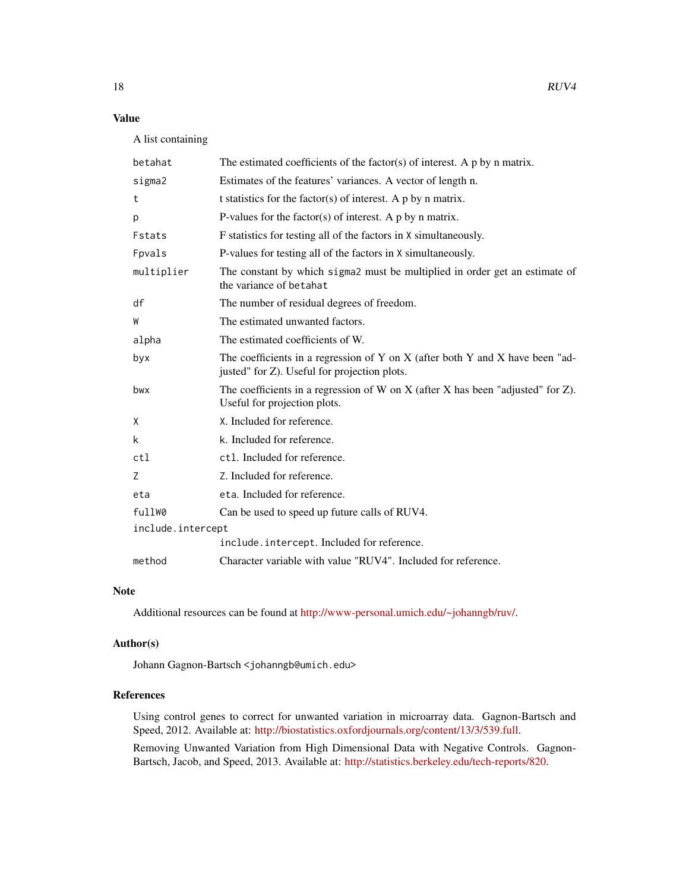## Value

A list containing

| | |
|---|---|
| `betahat` | The estimated coefficients of the factor(s) of interest. A p by n matrix. |
| `sigma2` | Estimates of the features' variances. A vector of length n. |
| `t` | t statistics for the factor(s) of interest. A p by n matrix. |
| `p` | P-values for the factor(s) of interest. A p by n matrix. |
| `Fstats` | F statistics for testing all of the factors in `X` simultaneously. |
| `Fpvals` | P-values for testing all of the factors in `X` simultaneously. |
| `multiplier` | The constant by which `sigma2` must be multiplied in order get an estimate of the variance of `betahat` |
| `df` | The number of residual degrees of freedom. |
| `W` | The estimated unwanted factors. |
| `alpha` | The estimated coefficients of W. |
| `byx` | The coefficients in a regression of Y on X (after both Y and X have been "adjusted" for Z). Useful for projection plots. |
| `bwx` | The coefficients in a regression of W on X (after X has been "adjusted" for Z). Useful for projection plots. |
| `X` | `X`. Included for reference. |
| `k` | `k`. Included for reference. |
| `ctl` | `ctl`. Included for reference. |
| `Z` | `Z`. Included for reference. |
| `eta` | `eta`. Included for reference. |
| `fullW0` | Can be used to speed up future calls of RUV4. |
| `include.intercept` | `include.intercept`. Included for reference. |
| `method` | Character variable with value "RUV4". Included for reference. |

## Note

Additional resources can be found at http://www-personal.umich.edu/~johanngb/ruv/.

## Author(s)

Johann Gagnon-Bartsch <johanngb@umich.edu>

## References

Using control genes to correct for unwanted variation in microarray data. Gagnon-Bartsch and Speed, 2012. Available at: http://biostatistics.oxfordjournals.org/content/13/3/539.full.

Removing Unwanted Variation from High Dimensional Data with Negative Controls. Gagnon-Bartsch, Jacob, and Speed, 2013. Available at: http://statistics.berkeley.edu/tech-reports/820.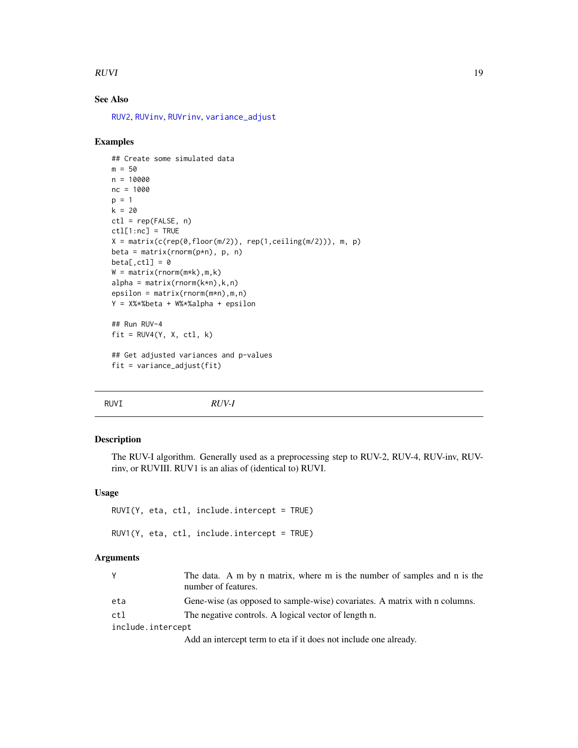### See Also

RUV2, RUVinv, RUVrinv, variance_adjust

### Examples

```
## Create some simulated data
m = 50
n = 10000
nc = 1000
p = 1
k = 20
ctl = rep(FALSE, n)
ctl[1:nc] = TRUE
X = matrix(c(rep(0,floor(m/2)), rep(1,ceiling(m/2))), m, p)
beta = matrix(rnorm(p*n), p, n)
beta[,ctl] = 0
W = matrix(rnorm(m*k),m,k)
alpha = matrix(rnorm(k*n),k,n)
epsilon = matrix(rnorm(m*n),m,n)
Y = X%*%beta + W%*%alpha + epsilon

## Run RUV-4
fit = RUV4(Y, X, ctl, k)

## Get adjusted variances and p-values
fit = variance_adjust(fit)
```

---

## RUVI &nbsp;&nbsp;&nbsp;&nbsp;&nbsp;&nbsp;&nbsp; *RUV-I*

### Description

The RUV-I algorithm. Generally used as a preprocessing step to RUV-2, RUV-4, RUV-inv, RUV-rinv, or RUVIII. RUV1 is an alias of (identical to) RUVI.

### Usage

```
RUVI(Y, eta, ctl, include.intercept = TRUE)

RUV1(Y, eta, ctl, include.intercept = TRUE)
```

### Arguments

| | |
|---|---|
| Y | The data. A m by n matrix, where m is the number of samples and n is the number of features. |
| eta | Gene-wise (as opposed to sample-wise) covariates. A matrix with n columns. |
| ctl | The negative controls. A logical vector of length n. |
| include.intercept | Add an intercept term to eta if it does not include one already. |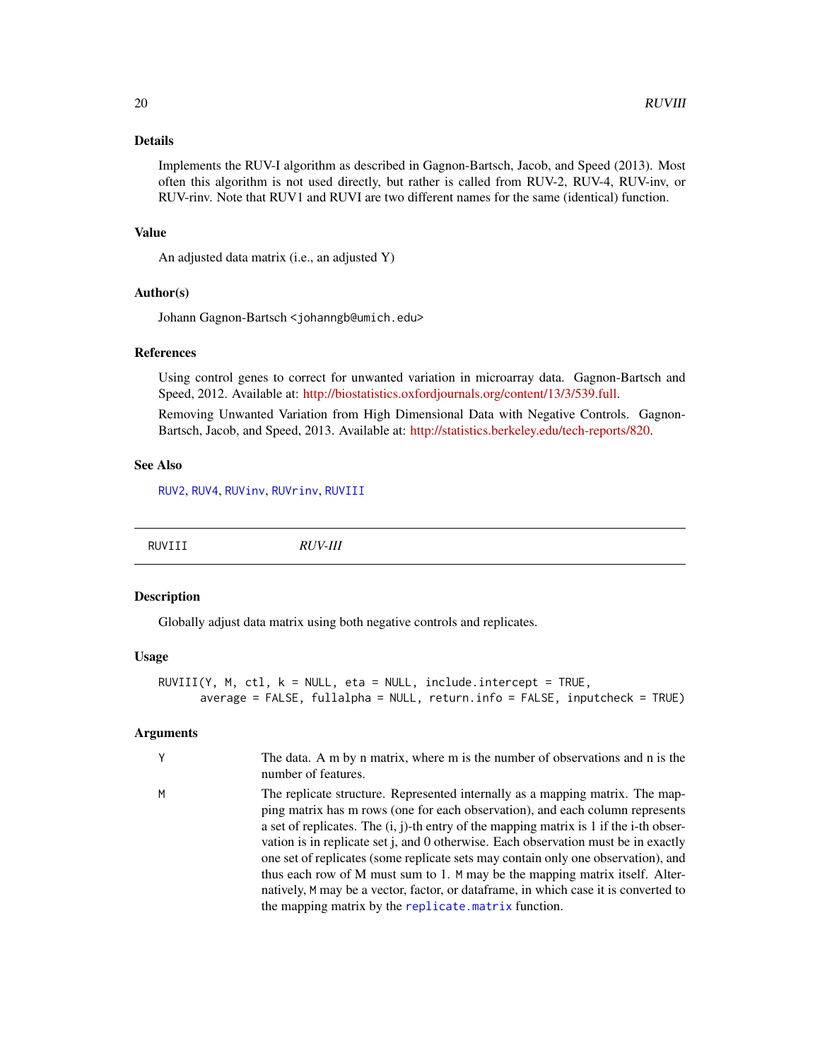## Details

Implements the RUV-I algorithm as described in Gagnon-Bartsch, Jacob, and Speed (2013). Most often this algorithm is not used directly, but rather is called from RUV-2, RUV-4, RUV-inv, or RUV-rinv. Note that RUV1 and RUVI are two different names for the same (identical) function.

## Value

An adjusted data matrix (i.e., an adjusted Y)

## Author(s)

Johann Gagnon-Bartsch <johanngb@umich.edu>

## References

Using control genes to correct for unwanted variation in microarray data. Gagnon-Bartsch and Speed, 2012. Available at: http://biostatistics.oxfordjournals.org/content/13/3/539.full.

Removing Unwanted Variation from High Dimensional Data with Negative Controls. Gagnon-Bartsch, Jacob, and Speed, 2013. Available at: http://statistics.berkeley.edu/tech-reports/820.

## See Also

RUV2, RUV4, RUVinv, RUVrinv, RUVIII

---

# RUVIII — *RUV-III*

## Description

Globally adjust data matrix using both negative controls and replicates.

## Usage

```
RUVIII(Y, M, ctl, k = NULL, eta = NULL, include.intercept = TRUE,
      average = FALSE, fullalpha = NULL, return.info = FALSE, inputcheck = TRUE)
```

## Arguments

| | |
|---|---|
| Y | The data. A m by n matrix, where m is the number of observations and n is the number of features. |
| M | The replicate structure. Represented internally as a mapping matrix. The mapping matrix has m rows (one for each observation), and each column represents a set of replicates. The (i, j)-th entry of the mapping matrix is 1 if the i-th observation is in replicate set j, and 0 otherwise. Each observation must be in exactly one set of replicates (some replicate sets may contain only one observation), and thus each row of M must sum to 1. M may be the mapping matrix itself. Alternatively, M may be a vector, factor, or dataframe, in which case it is converted to the mapping matrix by the replicate.matrix function. |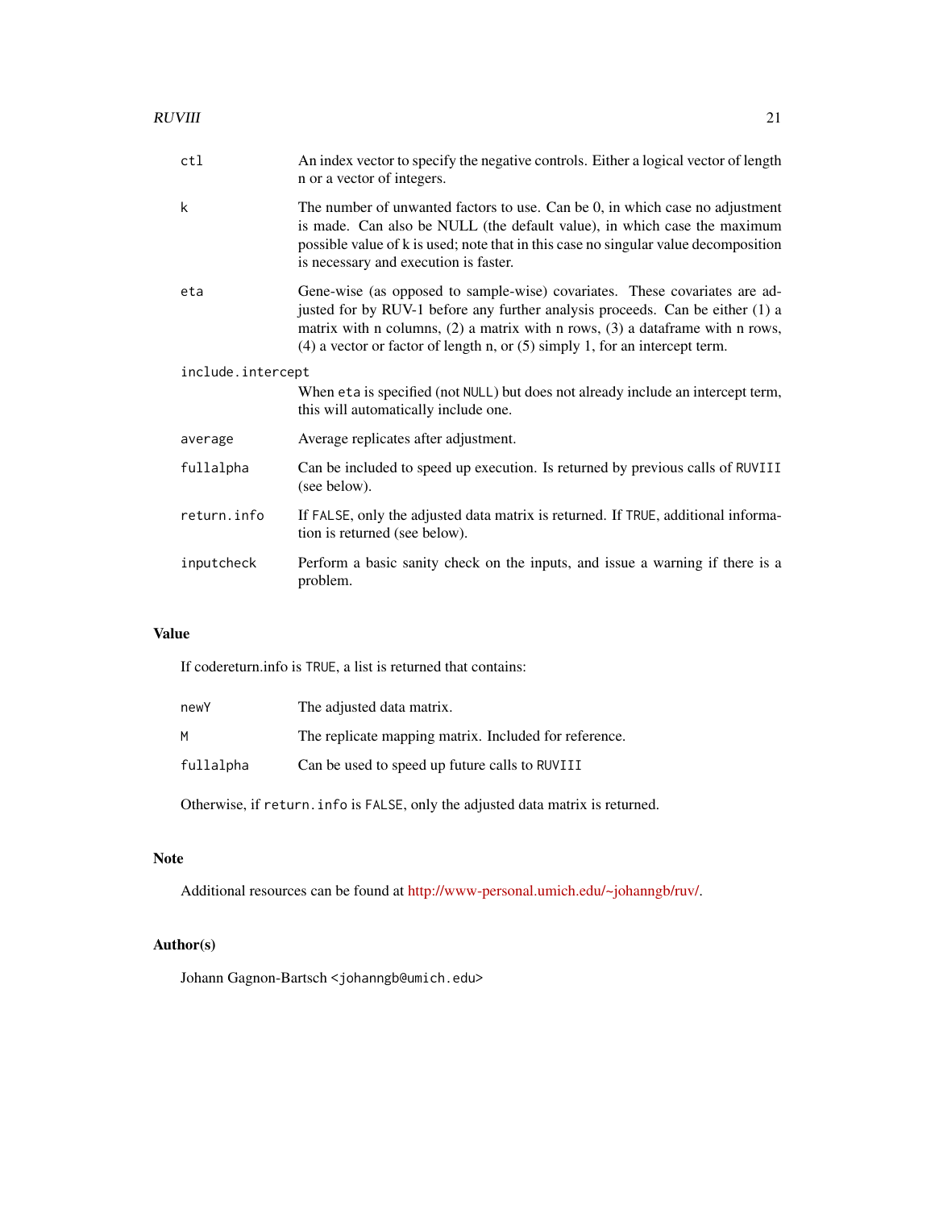| | |
|---|---|
| `ctl` | An index vector to specify the negative controls. Either a logical vector of length n or a vector of integers. |
| `k` | The number of unwanted factors to use. Can be 0, in which case no adjustment is made. Can also be NULL (the default value), in which case the maximum possible value of k is used; note that in this case no singular value decomposition is necessary and execution is faster. |
| `eta` | Gene-wise (as opposed to sample-wise) covariates. These covariates are adjusted for by RUV-1 before any further analysis proceeds. Can be either (1) a matrix with n columns, (2) a matrix with n rows, (3) a dataframe with n rows, (4) a vector or factor of length n, or (5) simply 1, for an intercept term. |
| `include.intercept` | When `eta` is specified (not `NULL`) but does not already include an intercept term, this will automatically include one. |
| `average` | Average replicates after adjustment. |
| `fullalpha` | Can be included to speed up execution. Is returned by previous calls of `RUVIII` (see below). |
| `return.info` | If `FALSE`, only the adjusted data matrix is returned. If `TRUE`, additional information is returned (see below). |
| `inputcheck` | Perform a basic sanity check on the inputs, and issue a warning if there is a problem. |

## Value

If codereturn.info is `TRUE`, a list is returned that contains:

| | |
|---|---|
| `newY` | The adjusted data matrix. |
| `M` | The replicate mapping matrix. Included for reference. |
| `fullalpha` | Can be used to speed up future calls to `RUVIII` |

Otherwise, if `return.info` is `FALSE`, only the adjusted data matrix is returned.

## Note

Additional resources can be found at http://www-personal.umich.edu/~johanngb/ruv/.

## Author(s)

Johann Gagnon-Bartsch <johanngb@umich.edu>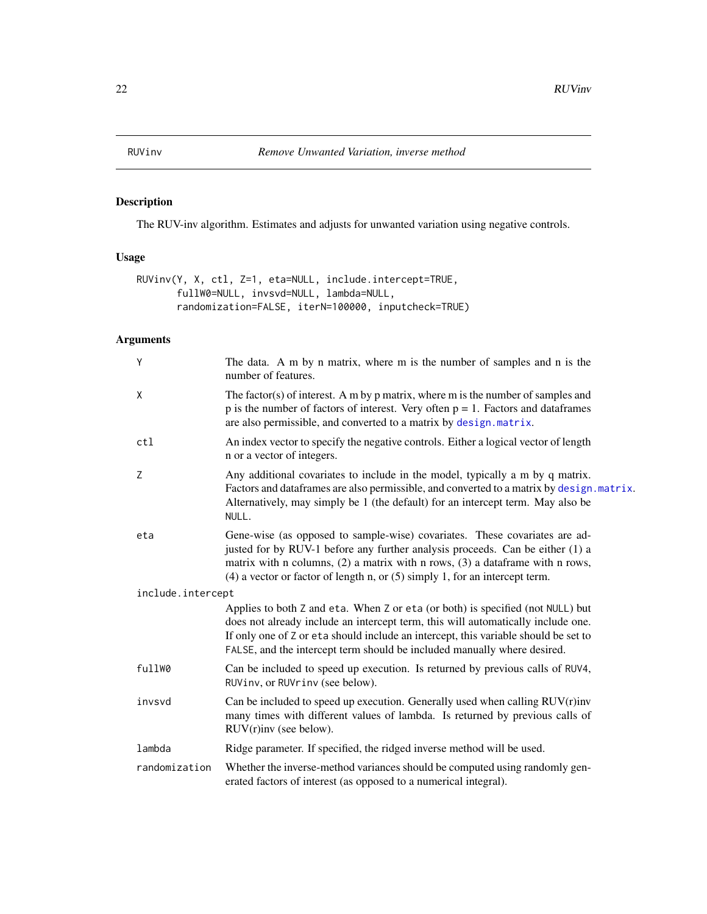## RUVinv — *Remove Unwanted Variation, inverse method*

### Description

The RUV-inv algorithm. Estimates and adjusts for unwanted variation using negative controls.

### Usage

```
RUVinv(Y, X, ctl, Z=1, eta=NULL, include.intercept=TRUE,
       fullW0=NULL, invsvd=NULL, lambda=NULL,
       randomization=FALSE, iterN=100000, inputcheck=TRUE)
```

### Arguments

- `Y` — The data. A m by n matrix, where m is the number of samples and n is the number of features.
- `X` — The factor(s) of interest. A m by p matrix, where m is the number of samples and p is the number of factors of interest. Very often p = 1. Factors and dataframes are also permissible, and converted to a matrix by `design.matrix`.
- `ctl` — An index vector to specify the negative controls. Either a logical vector of length n or a vector of integers.
- `Z` — Any additional covariates to include in the model, typically a m by q matrix. Factors and dataframes are also permissible, and converted to a matrix by `design.matrix`. Alternatively, may simply be 1 (the default) for an intercept term. May also be `NULL`.
- `eta` — Gene-wise (as opposed to sample-wise) covariates. These covariates are adjusted for by RUV-1 before any further analysis proceeds. Can be either (1) a matrix with n columns, (2) a matrix with n rows, (3) a dataframe with n rows, (4) a vector or factor of length n, or (5) simply 1, for an intercept term.
- `include.intercept` — Applies to both `Z` and `eta`. When `Z` or `eta` (or both) is specified (not `NULL`) but does not already include an intercept term, this will automatically include one. If only one of `Z` or `eta` should include an intercept, this variable should be set to `FALSE`, and the intercept term should be included manually where desired.
- `fullW0` — Can be included to speed up execution. Is returned by previous calls of `RUV4`, `RUVinv`, or `RUVrinv` (see below).
- `invsvd` — Can be included to speed up execution. Generally used when calling RUV(r)inv many times with different values of lambda. Is returned by previous calls of RUV(r)inv (see below).
- `lambda` — Ridge parameter. If specified, the ridged inverse method will be used.
- `randomization` — Whether the inverse-method variances should be computed using randomly generated factors of interest (as opposed to a numerical integral).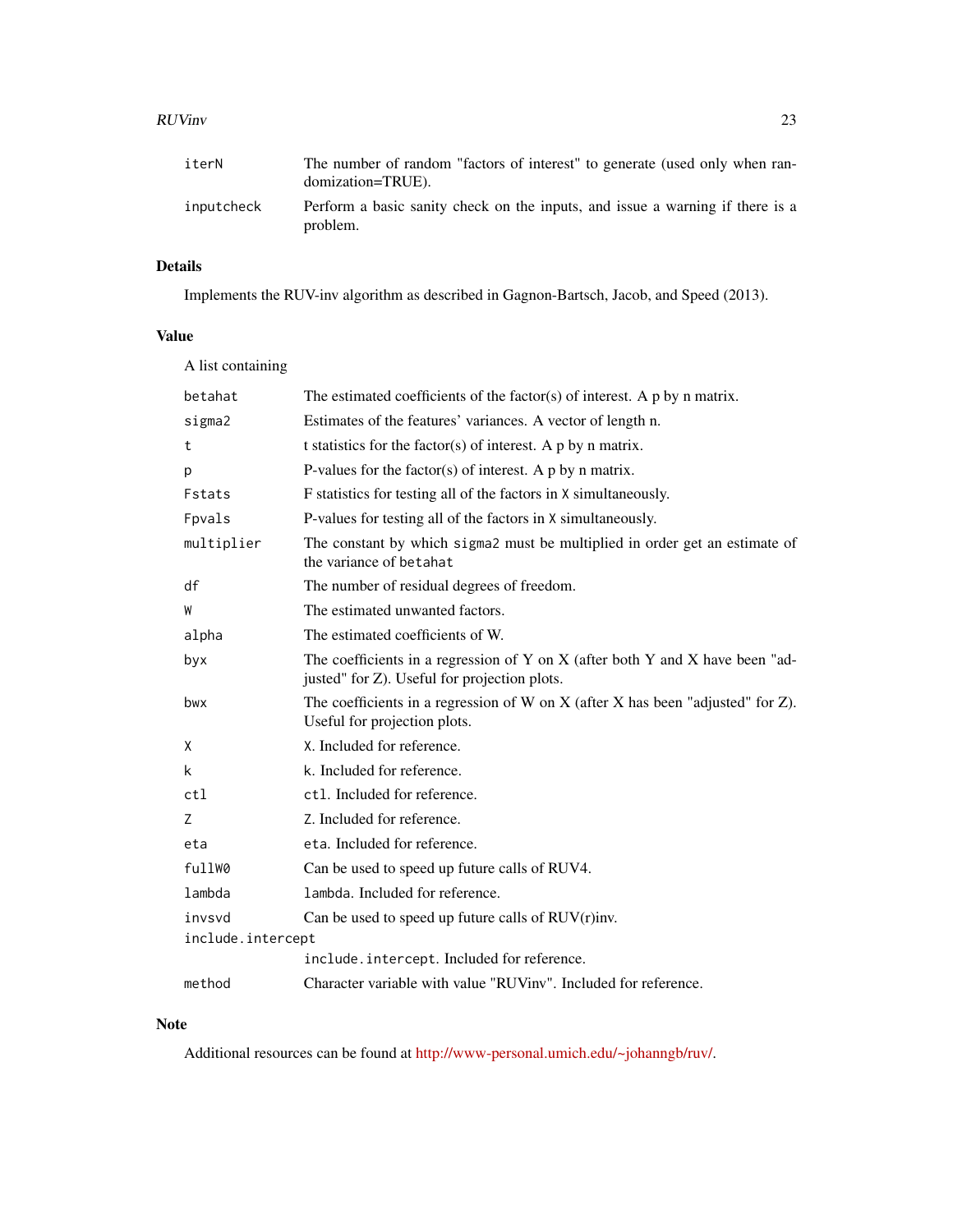| | |
|---|---|
| iterN | The number of random "factors of interest" to generate (used only when randomization=TRUE). |
| inputcheck | Perform a basic sanity check on the inputs, and issue a warning if there is a problem. |

## Details

Implements the RUV-inv algorithm as described in Gagnon-Bartsch, Jacob, and Speed (2013).

## Value

A list containing

| | |
|---|---|
| betahat | The estimated coefficients of the factor(s) of interest. A p by n matrix. |
| sigma2 | Estimates of the features' variances. A vector of length n. |
| t | t statistics for the factor(s) of interest. A p by n matrix. |
| p | P-values for the factor(s) of interest. A p by n matrix. |
| Fstats | F statistics for testing all of the factors in X simultaneously. |
| Fpvals | P-values for testing all of the factors in X simultaneously. |
| multiplier | The constant by which sigma2 must be multiplied in order get an estimate of the variance of betahat |
| df | The number of residual degrees of freedom. |
| W | The estimated unwanted factors. |
| alpha | The estimated coefficients of W. |
| byx | The coefficients in a regression of Y on X (after both Y and X have been "adjusted" for Z). Useful for projection plots. |
| bwx | The coefficients in a regression of W on X (after X has been "adjusted" for Z). Useful for projection plots. |
| X | X. Included for reference. |
| k | k. Included for reference. |
| ctl | ctl. Included for reference. |
| Z | Z. Included for reference. |
| eta | eta. Included for reference. |
| fullW0 | Can be used to speed up future calls of RUV4. |
| lambda | lambda. Included for reference. |
| invsvd | Can be used to speed up future calls of RUV(r)inv. |
| include.intercept | include.intercept. Included for reference. |
| method | Character variable with value "RUVinv". Included for reference. |

## Note

Additional resources can be found at http://www-personal.umich.edu/~johanngb/ruv/.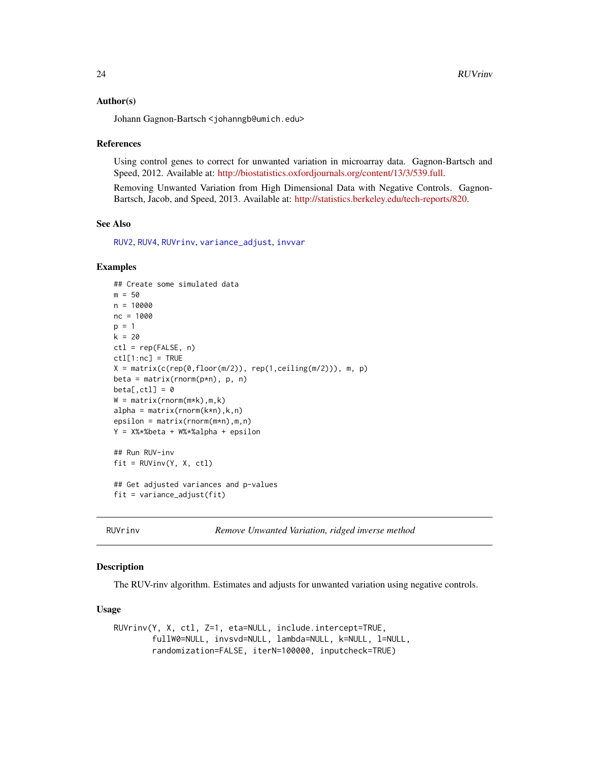### Author(s)

Johann Gagnon-Bartsch <johanngb@umich.edu>

### References

Using control genes to correct for unwanted variation in microarray data. Gagnon-Bartsch and Speed, 2012. Available at: http://biostatistics.oxfordjournals.org/content/13/3/539.full.

Removing Unwanted Variation from High Dimensional Data with Negative Controls. Gagnon-Bartsch, Jacob, and Speed, 2013. Available at: http://statistics.berkeley.edu/tech-reports/820.

### See Also

RUV2, RUV4, RUVrinv, variance_adjust, invvar

### Examples

```
## Create some simulated data
m = 50
n = 10000
nc = 1000
p = 1
k = 20
ctl = rep(FALSE, n)
ctl[1:nc] = TRUE
X = matrix(c(rep(0,floor(m/2)), rep(1,ceiling(m/2))), m, p)
beta = matrix(rnorm(p*n), p, n)
beta[,ctl] = 0
W = matrix(rnorm(m*k),m,k)
alpha = matrix(rnorm(k*n),k,n)
epsilon = matrix(rnorm(m*n),m,n)
Y = X%*%beta + W%*%alpha + epsilon

## Run RUV-inv
fit = RUVinv(Y, X, ctl)

## Get adjusted variances and p-values
fit = variance_adjust(fit)
```

---

## RUVrinv — *Remove Unwanted Variation, ridged inverse method*

### Description

The RUV-rinv algorithm. Estimates and adjusts for unwanted variation using negative controls.

### Usage

```
RUVrinv(Y, X, ctl, Z=1, eta=NULL, include.intercept=TRUE,
        fullW0=NULL, invsvd=NULL, lambda=NULL, k=NULL, l=NULL,
        randomization=FALSE, iterN=100000, inputcheck=TRUE)
```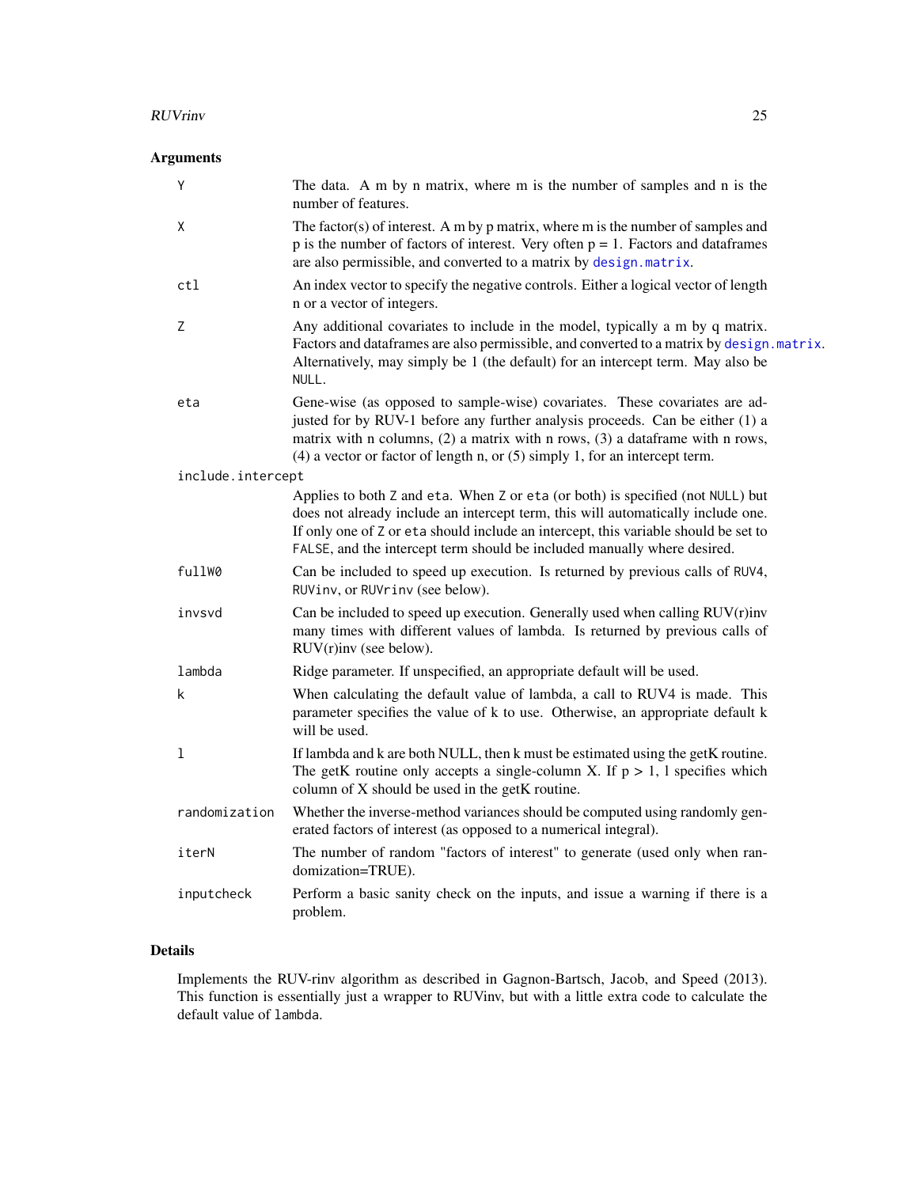## Arguments

| Argument | Description |
|---|---|
| `Y` | The data. A m by n matrix, where m is the number of samples and n is the number of features. |
| `X` | The factor(s) of interest. A m by p matrix, where m is the number of samples and p is the number of factors of interest. Very often p = 1. Factors and dataframes are also permissible, and converted to a matrix by `design.matrix`. |
| `ctl` | An index vector to specify the negative controls. Either a logical vector of length n or a vector of integers. |
| `Z` | Any additional covariates to include in the model, typically a m by q matrix. Factors and dataframes are also permissible, and converted to a matrix by `design.matrix`. Alternatively, may simply be 1 (the default) for an intercept term. May also be `NULL`. |
| `eta` | Gene-wise (as opposed to sample-wise) covariates. These covariates are adjusted for by RUV-1 before any further analysis proceeds. Can be either (1) a matrix with n columns, (2) a matrix with n rows, (3) a dataframe with n rows, (4) a vector or factor of length n, or (5) simply 1, for an intercept term. |
| `include.intercept` | Applies to both `Z` and `eta`. When `Z` or `eta` (or both) is specified (not `NULL`) but does not already include an intercept term, this will automatically include one. If only one of `Z` or `eta` should include an intercept, this variable should be set to `FALSE`, and the intercept term should be included manually where desired. |
| `fullW0` | Can be included to speed up execution. Is returned by previous calls of `RUV4`, `RUVinv`, or `RUVrinv` (see below). |
| `invsvd` | Can be included to speed up execution. Generally used when calling RUV(r)inv many times with different values of lambda. Is returned by previous calls of RUV(r)inv (see below). |
| `lambda` | Ridge parameter. If unspecified, an appropriate default will be used. |
| `k` | When calculating the default value of lambda, a call to RUV4 is made. This parameter specifies the value of k to use. Otherwise, an appropriate default k will be used. |
| `l` | If lambda and k are both NULL, then k must be estimated using the getK routine. The getK routine only accepts a single-column X. If p > 1, l specifies which column of X should be used in the getK routine. |
| `randomization` | Whether the inverse-method variances should be computed using randomly generated factors of interest (as opposed to a numerical integral). |
| `iterN` | The number of random "factors of interest" to generate (used only when randomization=TRUE). |
| `inputcheck` | Perform a basic sanity check on the inputs, and issue a warning if there is a problem. |

## Details

Implements the RUV-rinv algorithm as described in Gagnon-Bartsch, Jacob, and Speed (2013). This function is essentially just a wrapper to RUVinv, but with a little extra code to calculate the default value of `lambda`.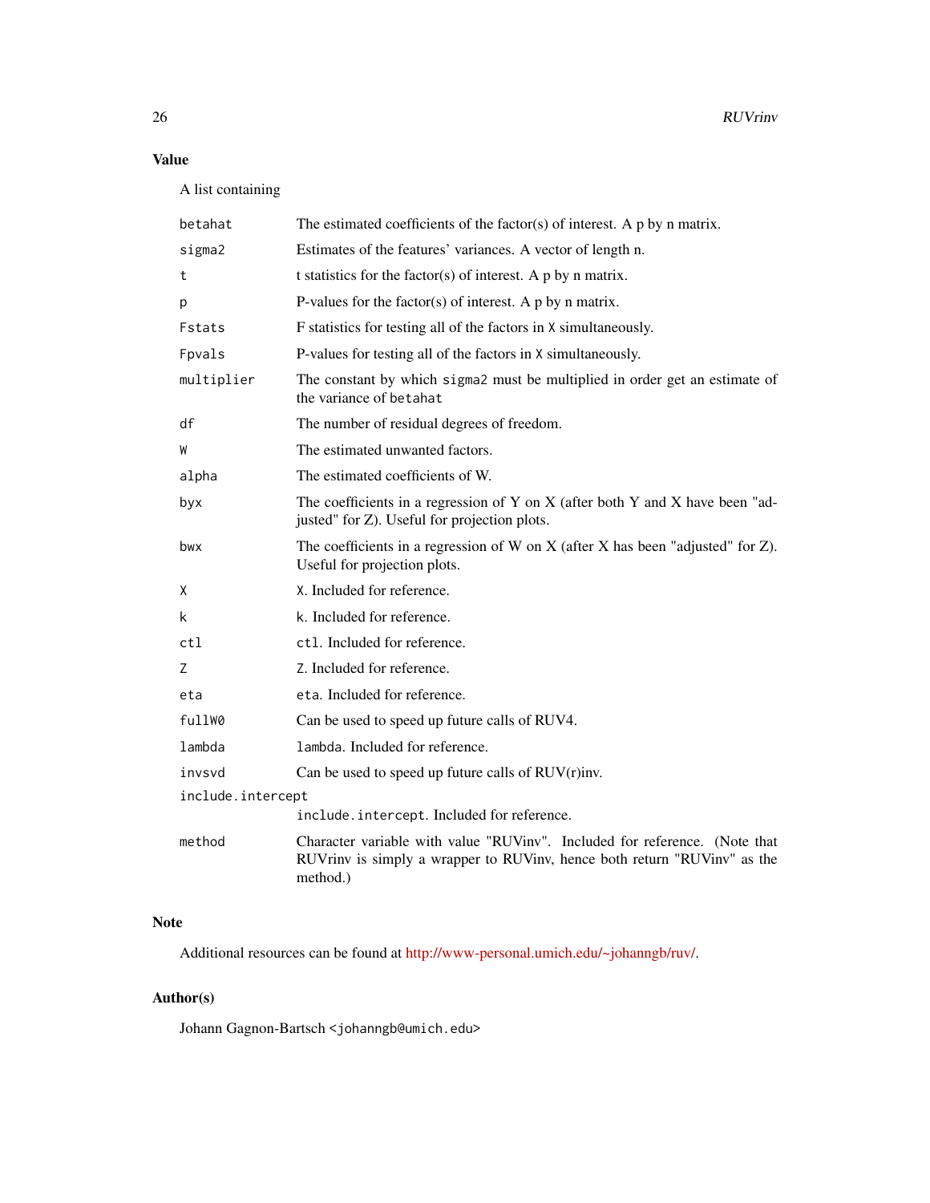## Value

A list containing

| | |
|---|---|
| `betahat` | The estimated coefficients of the factor(s) of interest. A p by n matrix. |
| `sigma2` | Estimates of the features' variances. A vector of length n. |
| `t` | t statistics for the factor(s) of interest. A p by n matrix. |
| `p` | P-values for the factor(s) of interest. A p by n matrix. |
| `Fstats` | F statistics for testing all of the factors in `X` simultaneously. |
| `Fpvals` | P-values for testing all of the factors in `X` simultaneously. |
| `multiplier` | The constant by which `sigma2` must be multiplied in order get an estimate of the variance of `betahat` |
| `df` | The number of residual degrees of freedom. |
| `W` | The estimated unwanted factors. |
| `alpha` | The estimated coefficients of W. |
| `byx` | The coefficients in a regression of Y on X (after both Y and X have been "adjusted" for Z). Useful for projection plots. |
| `bwx` | The coefficients in a regression of W on X (after X has been "adjusted" for Z). Useful for projection plots. |
| `X` | `X`. Included for reference. |
| `k` | `k`. Included for reference. |
| `ctl` | `ctl`. Included for reference. |
| `Z` | `Z`. Included for reference. |
| `eta` | `eta`. Included for reference. |
| `fullW0` | Can be used to speed up future calls of RUV4. |
| `lambda` | `lambda`. Included for reference. |
| `invsvd` | Can be used to speed up future calls of RUV(r)inv. |
| `include.intercept` | `include.intercept`. Included for reference. |
| `method` | Character variable with value "RUVinv". Included for reference. (Note that RUVrinv is simply a wrapper to RUVinv, hence both return "RUVinv" as the method.) |

## Note

Additional resources can be found at http://www-personal.umich.edu/~johanngb/ruv/.

## Author(s)

Johann Gagnon-Bartsch <johanngb@umich.edu>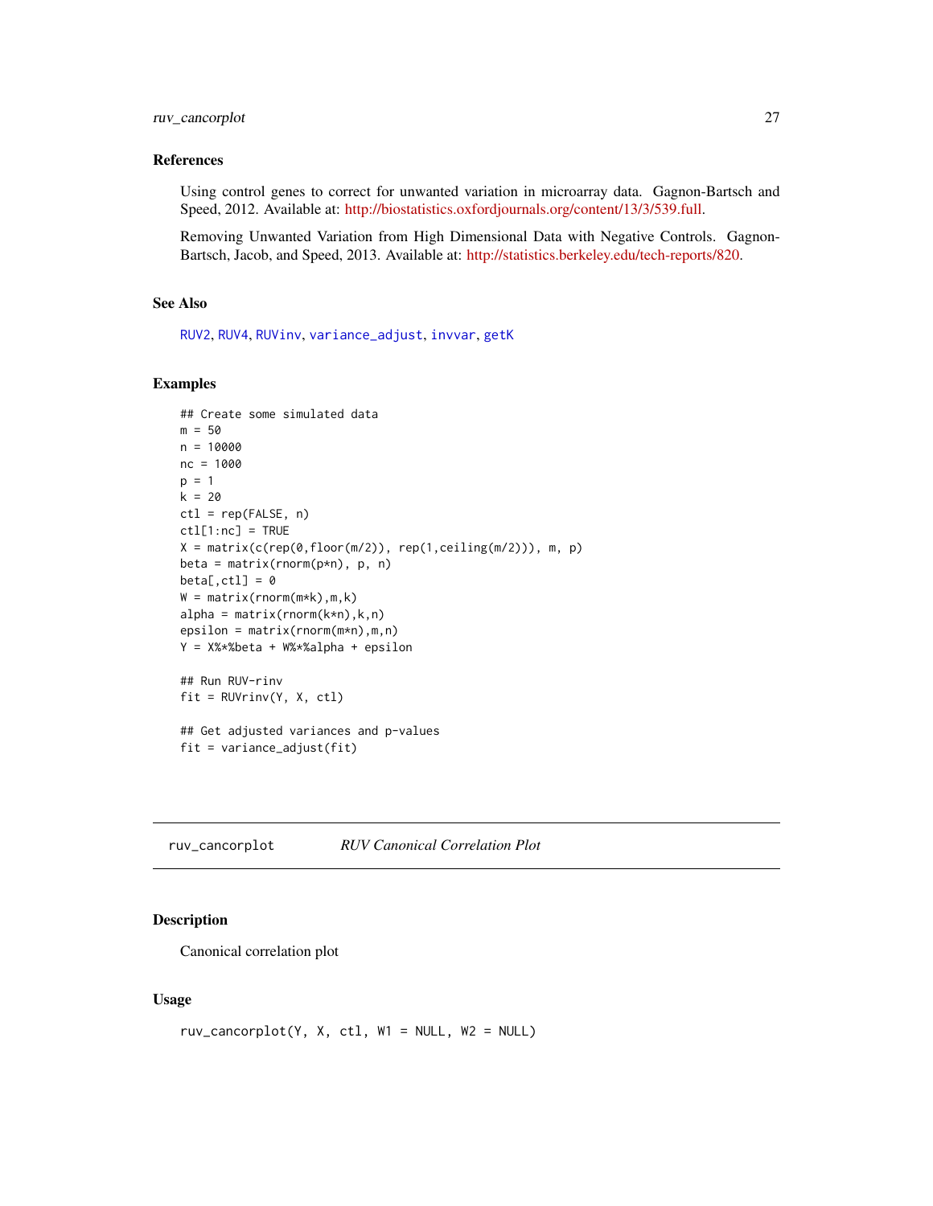### References

Using control genes to correct for unwanted variation in microarray data. Gagnon-Bartsch and Speed, 2012. Available at: http://biostatistics.oxfordjournals.org/content/13/3/539.full.

Removing Unwanted Variation from High Dimensional Data with Negative Controls. Gagnon-Bartsch, Jacob, and Speed, 2013. Available at: http://statistics.berkeley.edu/tech-reports/820.

### See Also

RUV2, RUV4, RUVinv, variance_adjust, invvar, getK

### Examples

```
## Create some simulated data
m = 50
n = 10000
nc = 1000
p = 1
k = 20
ctl = rep(FALSE, n)
ctl[1:nc] = TRUE
X = matrix(c(rep(0,floor(m/2)), rep(1,ceiling(m/2))), m, p)
beta = matrix(rnorm(p*n), p, n)
beta[,ctl] = 0
W = matrix(rnorm(m*k),m,k)
alpha = matrix(rnorm(k*n),k,n)
epsilon = matrix(rnorm(m*n),m,n)
Y = X%*%beta + W%*%alpha + epsilon

## Run RUV-rinv
fit = RUVrinv(Y, X, ctl)

## Get adjusted variances and p-values
fit = variance_adjust(fit)
```

---

## ruv_cancorplot *RUV Canonical Correlation Plot*

### Description

Canonical correlation plot

### Usage

```
ruv_cancorplot(Y, X, ctl, W1 = NULL, W2 = NULL)
```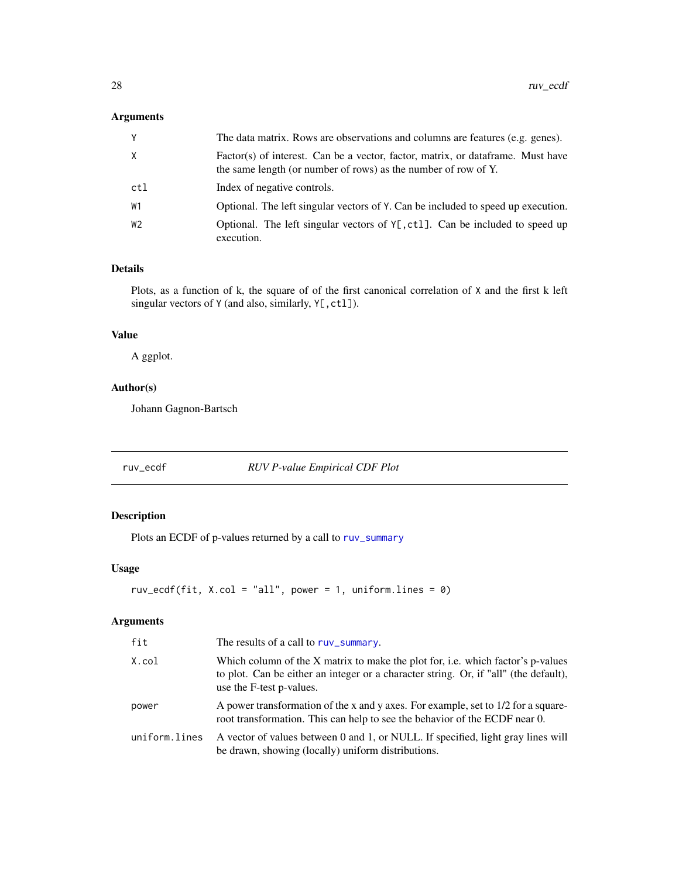### Arguments

| | |
|---|---|
| Y | The data matrix. Rows are observations and columns are features (e.g. genes). |
| X | Factor(s) of interest. Can be a vector, factor, matrix, or dataframe. Must have the same length (or number of rows) as the number of row of Y. |
| ctl | Index of negative controls. |
| W1 | Optional. The left singular vectors of Y. Can be included to speed up execution. |
| W2 | Optional. The left singular vectors of Y[,ctl]. Can be included to speed up execution. |

### Details

Plots, as a function of k, the square of of the first canonical correlation of X and the first k left singular vectors of Y (and also, similarly, Y[,ctl]).

### Value

A ggplot.

### Author(s)

Johann Gagnon-Bartsch

---

## ruv_ecdf — *RUV P-value Empirical CDF Plot*

### Description

Plots an ECDF of p-values returned by a call to ruv_summary

### Usage

```
ruv_ecdf(fit, X.col = "all", power = 1, uniform.lines = 0)
```

### Arguments

| | |
|---|---|
| fit | The results of a call to ruv_summary. |
| X.col | Which column of the X matrix to make the plot for, i.e. which factor's p-values to plot. Can be either an integer or a character string. Or, if "all" (the default), use the F-test p-values. |
| power | A power transformation of the x and y axes. For example, set to 1/2 for a square-root transformation. This can help to see the behavior of the ECDF near 0. |
| uniform.lines | A vector of values between 0 and 1, or NULL. If specified, light gray lines will be drawn, showing (locally) uniform distributions. |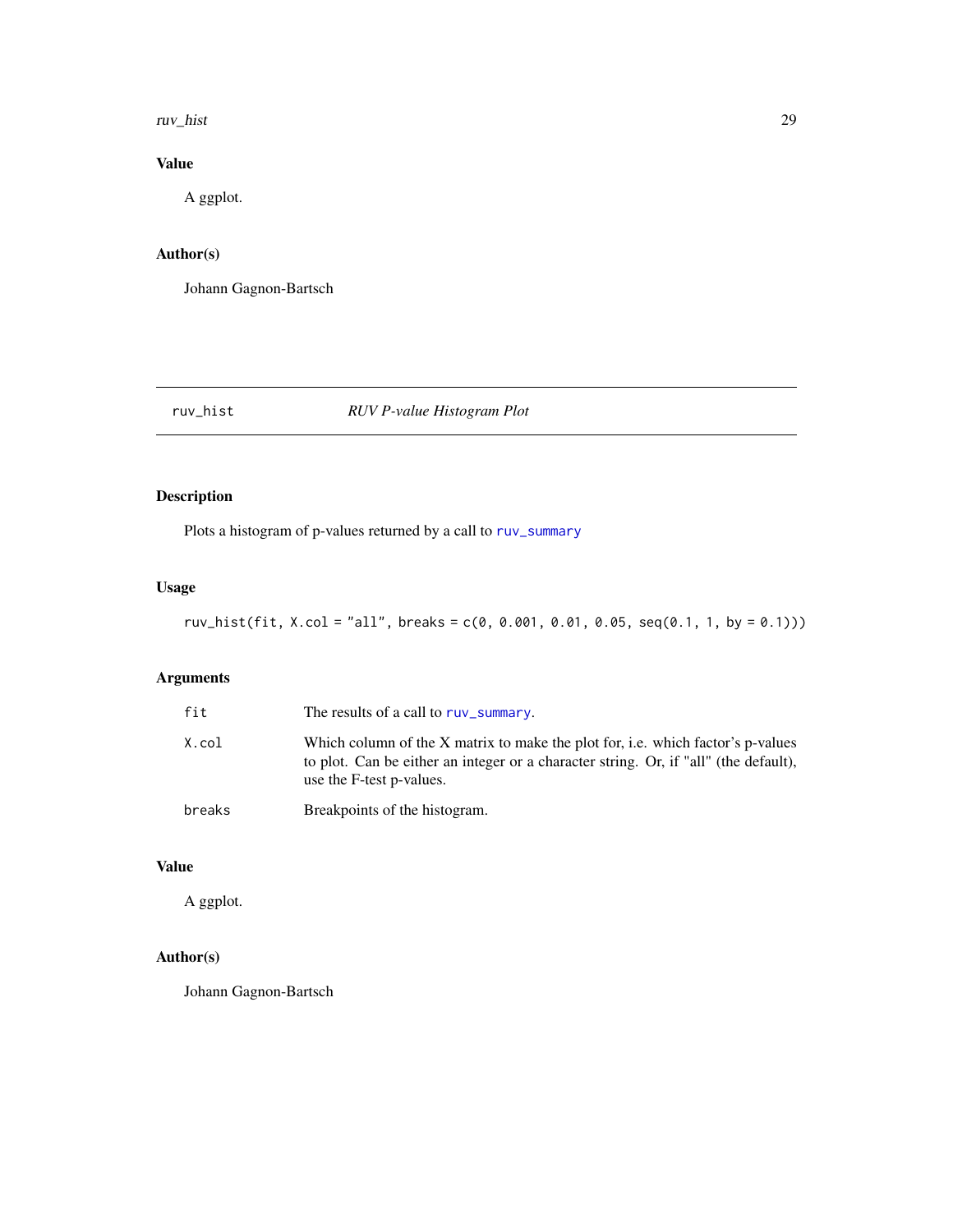## Value

A ggplot.

## Author(s)

Johann Gagnon-Bartsch

---

# ruv_hist *RUV P-value Histogram Plot*

## Description

Plots a histogram of p-values returned by a call to ruv_summary

## Usage

```
ruv_hist(fit, X.col = "all", breaks = c(0, 0.001, 0.01, 0.05, seq(0.1, 1, by = 0.1)))
```

## Arguments

| | |
|---|---|
| fit | The results of a call to ruv_summary. |
| X.col | Which column of the X matrix to make the plot for, i.e. which factor's p-values to plot. Can be either an integer or a character string. Or, if "all" (the default), use the F-test p-values. |
| breaks | Breakpoints of the histogram. |

## Value

A ggplot.

## Author(s)

Johann Gagnon-Bartsch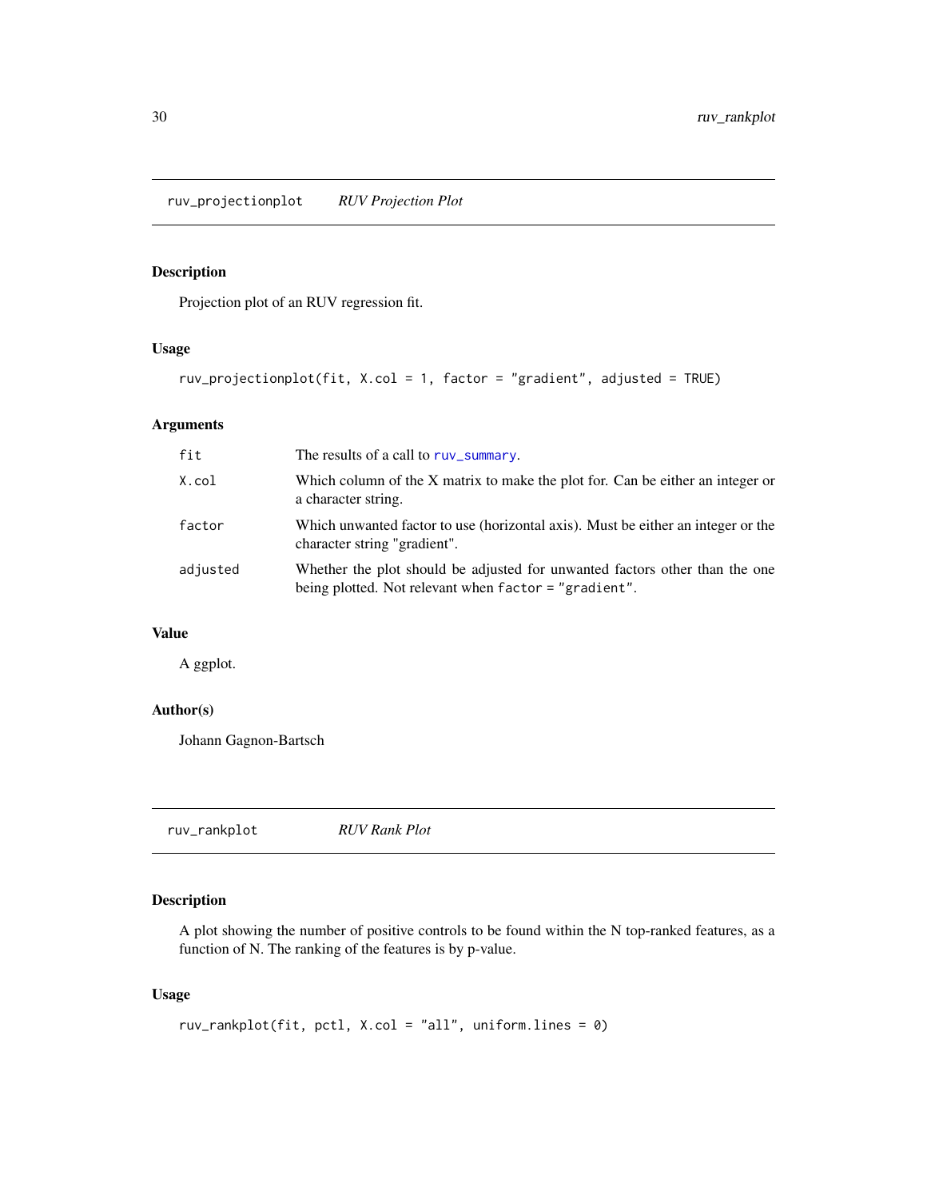## ruv_projectionplot *RUV Projection Plot*

### Description

Projection plot of an RUV regression fit.

### Usage

```
ruv_projectionplot(fit, X.col = 1, factor = "gradient", adjusted = TRUE)
```

### Arguments

| | |
|---|---|
| `fit` | The results of a call to `ruv_summary`. |
| `X.col` | Which column of the X matrix to make the plot for. Can be either an integer or a character string. |
| `factor` | Which unwanted factor to use (horizontal axis). Must be either an integer or the character string "gradient". |
| `adjusted` | Whether the plot should be adjusted for unwanted factors other than the one being plotted. Not relevant when `factor = "gradient"`. |

### Value

A ggplot.

### Author(s)

Johann Gagnon-Bartsch

## ruv_rankplot *RUV Rank Plot*

### Description

A plot showing the number of positive controls to be found within the N top-ranked features, as a function of N. The ranking of the features is by p-value.

### Usage

```
ruv_rankplot(fit, pctl, X.col = "all", uniform.lines = 0)
```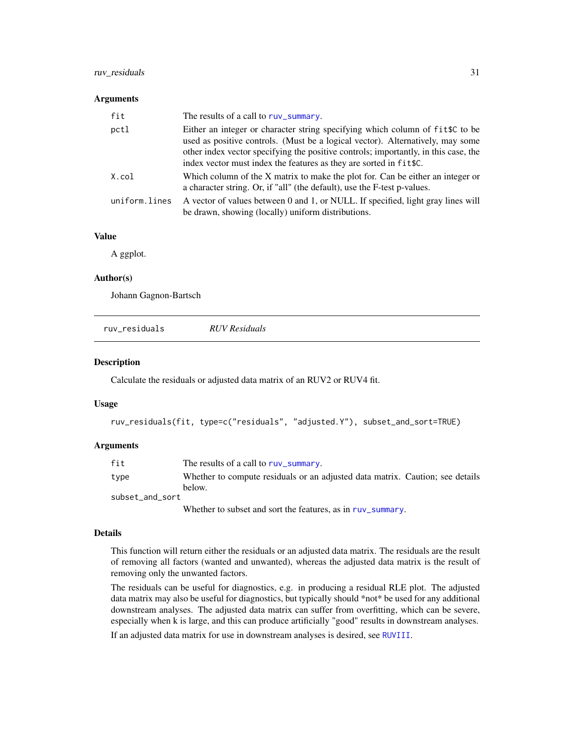### Arguments

| | |
|---|---|
| fit | The results of a call to ruv_summary. |
| pctl | Either an integer or character string specifying which column of fit$C to be used as positive controls. (Must be a logical vector). Alternatively, may some other index vector specifying the positive controls; importantly, in this case, the index vector must index the features as they are sorted in fit$C. |
| X.col | Which column of the X matrix to make the plot for. Can be either an integer or a character string. Or, if "all" (the default), use the F-test p-values. |
| uniform.lines | A vector of values between 0 and 1, or NULL. If specified, light gray lines will be drawn, showing (locally) uniform distributions. |

### Value

A ggplot.

### Author(s)

Johann Gagnon-Bartsch

---

## ruv_residuals    *RUV Residuals*

### Description

Calculate the residuals or adjusted data matrix of an RUV2 or RUV4 fit.

### Usage

```
ruv_residuals(fit, type=c("residuals", "adjusted.Y"), subset_and_sort=TRUE)
```

### Arguments

| | |
|---|---|
| fit | The results of a call to ruv_summary. |
| type | Whether to compute residuals or an adjusted data matrix. Caution; see details below. |
| subset_and_sort | Whether to subset and sort the features, as in ruv_summary. |

### Details

This function will return either the residuals or an adjusted data matrix. The residuals are the result of removing all factors (wanted and unwanted), whereas the adjusted data matrix is the result of removing only the unwanted factors.

The residuals can be useful for diagnostics, e.g. in producing a residual RLE plot. The adjusted data matrix may also be useful for diagnostics, but typically should *not* be used for any additional downstream analyses. The adjusted data matrix can suffer from overfitting, which can be severe, especially when k is large, and this can produce artificially "good" results in downstream analyses.

If an adjusted data matrix for use in downstream analyses is desired, see RUVIII.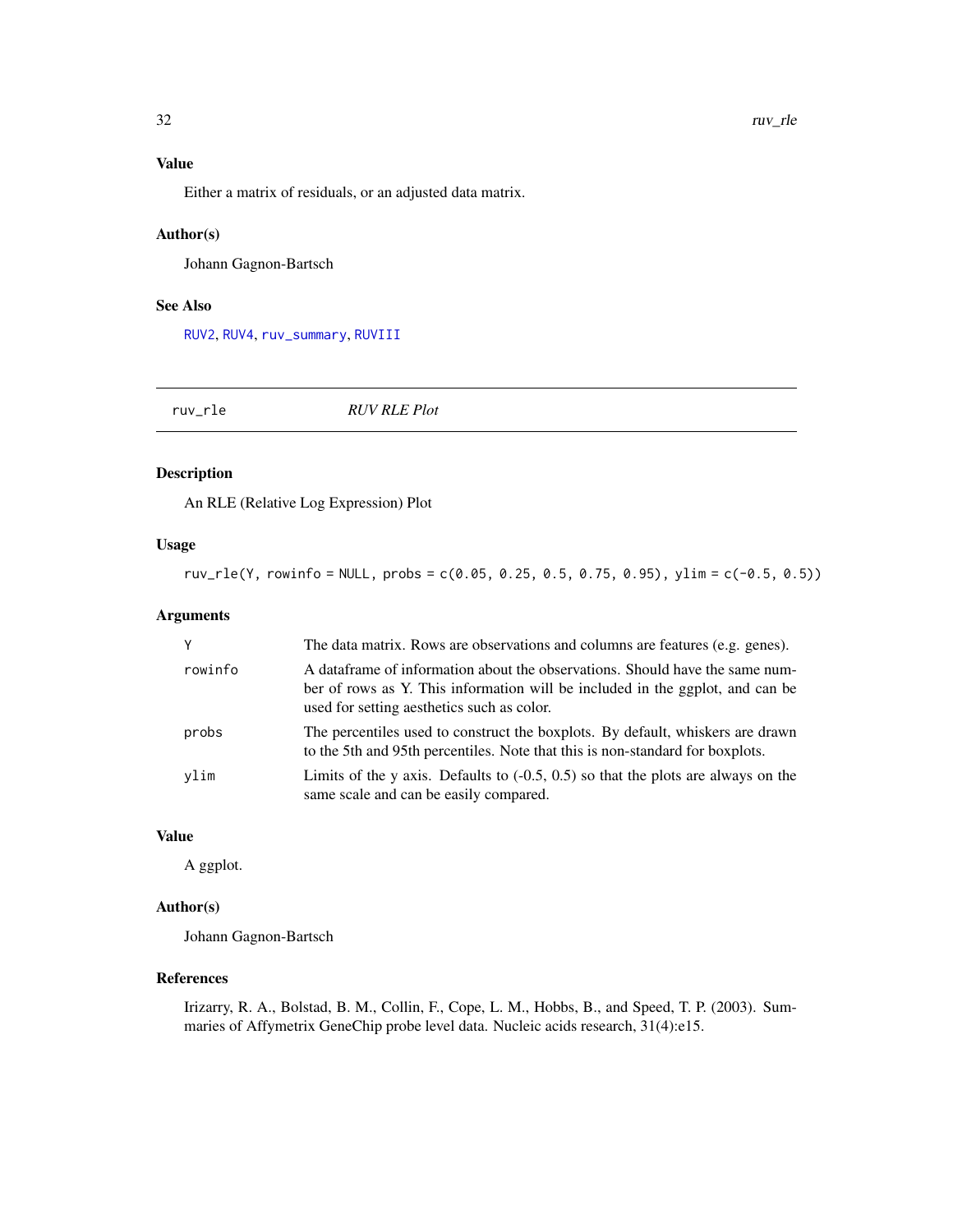### Value

Either a matrix of residuals, or an adjusted data matrix.

### Author(s)

Johann Gagnon-Bartsch

### See Also

RUV2, RUV4, ruv_summary, RUVIII

---

## ruv_rle — *RUV RLE Plot*

---

### Description

An RLE (Relative Log Expression) Plot

### Usage

```
ruv_rle(Y, rowinfo = NULL, probs = c(0.05, 0.25, 0.5, 0.75, 0.95), ylim = c(-0.5, 0.5))
```

### Arguments

| | |
|---|---|
| Y | The data matrix. Rows are observations and columns are features (e.g. genes). |
| rowinfo | A dataframe of information about the observations. Should have the same number of rows as Y. This information will be included in the ggplot, and can be used for setting aesthetics such as color. |
| probs | The percentiles used to construct the boxplots. By default, whiskers are drawn to the 5th and 95th percentiles. Note that this is non-standard for boxplots. |
| ylim | Limits of the y axis. Defaults to (-0.5, 0.5) so that the plots are always on the same scale and can be easily compared. |

### Value

A ggplot.

### Author(s)

Johann Gagnon-Bartsch

### References

Irizarry, R. A., Bolstad, B. M., Collin, F., Cope, L. M., Hobbs, B., and Speed, T. P. (2003). Summaries of Affymetrix GeneChip probe level data. Nucleic acids research, 31(4):e15.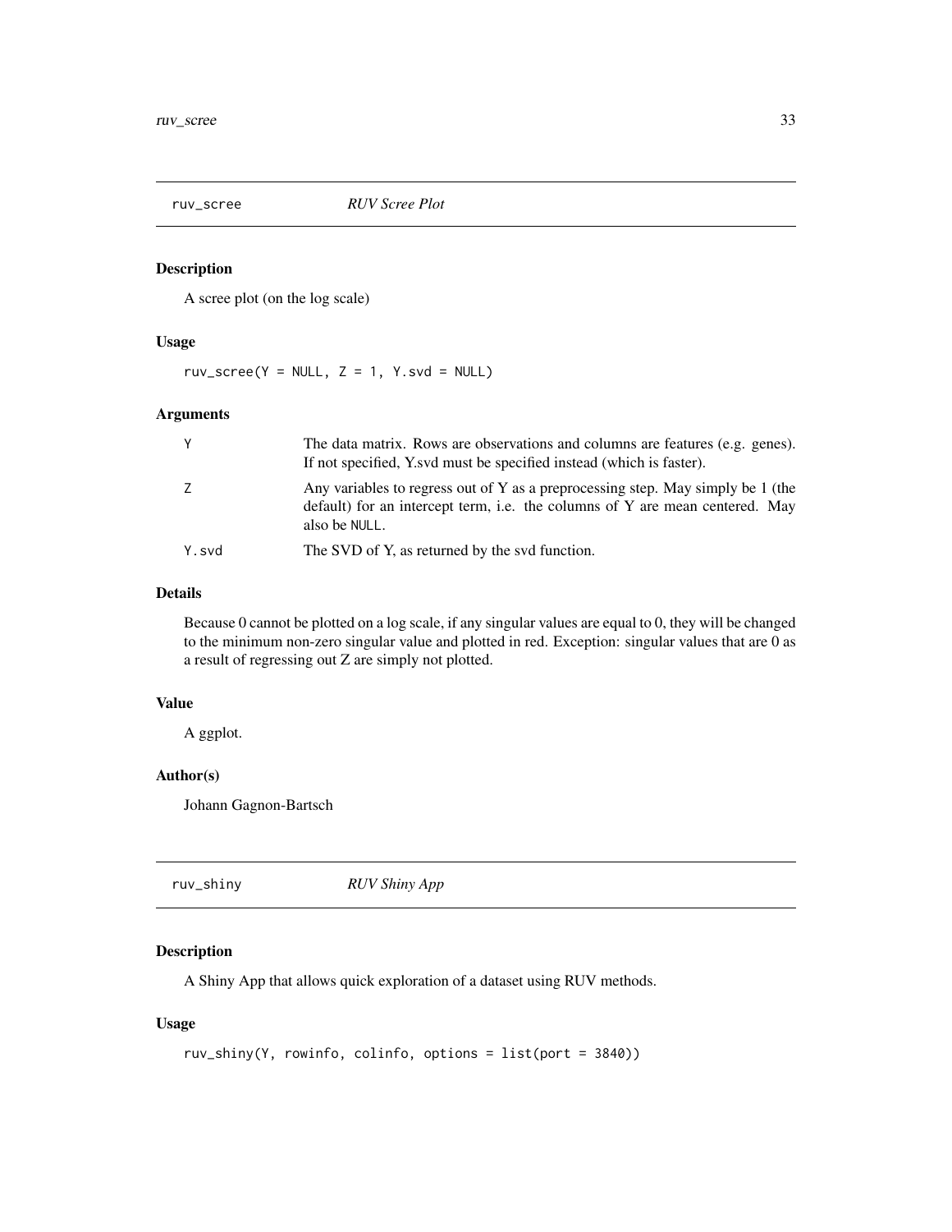## ruv_scree *RUV Scree Plot*

### Description

A scree plot (on the log scale)

### Usage

```
ruv_scree(Y = NULL, Z = 1, Y.svd = NULL)
```

### Arguments

| | |
|---|---|
| Y | The data matrix. Rows are observations and columns are features (e.g. genes). If not specified, Y.svd must be specified instead (which is faster). |
| Z | Any variables to regress out of Y as a preprocessing step. May simply be 1 (the default) for an intercept term, i.e. the columns of Y are mean centered. May also be NULL. |
| Y.svd | The SVD of Y, as returned by the svd function. |

### Details

Because 0 cannot be plotted on a log scale, if any singular values are equal to 0, they will be changed to the minimum non-zero singular value and plotted in red. Exception: singular values that are 0 as a result of regressing out Z are simply not plotted.

### Value

A ggplot.

### Author(s)

Johann Gagnon-Bartsch

## ruv_shiny *RUV Shiny App*

### Description

A Shiny App that allows quick exploration of a dataset using RUV methods.

### Usage

```
ruv_shiny(Y, rowinfo, colinfo, options = list(port = 3840))
```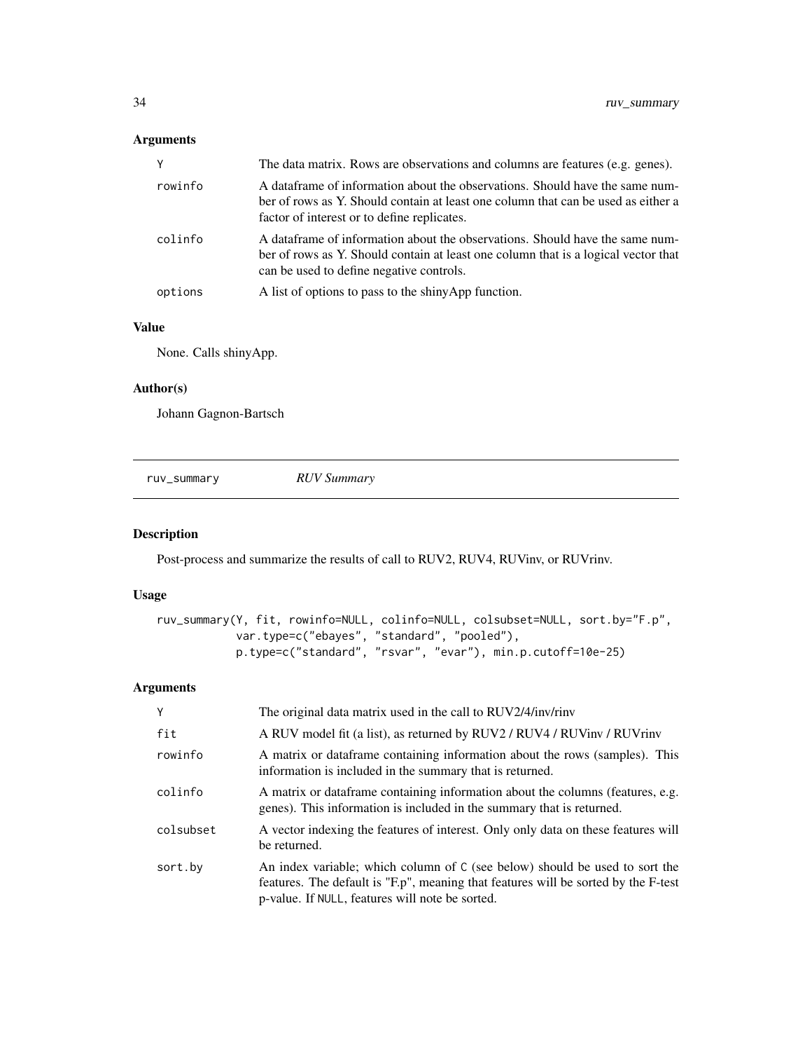### Arguments

| | |
|---|---|
| Y | The data matrix. Rows are observations and columns are features (e.g. genes). |
| rowinfo | A dataframe of information about the observations. Should have the same number of rows as Y. Should contain at least one column that can be used as either a factor of interest or to define replicates. |
| colinfo | A dataframe of information about the observations. Should have the same number of rows as Y. Should contain at least one column that is a logical vector that can be used to define negative controls. |
| options | A list of options to pass to the shinyApp function. |

### Value

None. Calls shinyApp.

### Author(s)

Johann Gagnon-Bartsch

---

## ruv_summary — *RUV Summary*

### Description

Post-process and summarize the results of call to RUV2, RUV4, RUVinv, or RUVrinv.

### Usage

```
ruv_summary(Y, fit, rowinfo=NULL, colinfo=NULL, colsubset=NULL, sort.by="F.p",
            var.type=c("ebayes", "standard", "pooled"),
            p.type=c("standard", "rsvar", "evar"), min.p.cutoff=10e-25)
```

### Arguments

| | |
|---|---|
| Y | The original data matrix used in the call to RUV2/4/inv/rinv |
| fit | A RUV model fit (a list), as returned by RUV2 / RUV4 / RUVinv / RUVrinv |
| rowinfo | A matrix or dataframe containing information about the rows (samples). This information is included in the summary that is returned. |
| colinfo | A matrix or dataframe containing information about the columns (features, e.g. genes). This information is included in the summary that is returned. |
| colsubset | A vector indexing the features of interest. Only only data on these features will be returned. |
| sort.by | An index variable; which column of C (see below) should be used to sort the features. The default is "F.p", meaning that features will be sorted by the F-test p-value. If NULL, features will note be sorted. |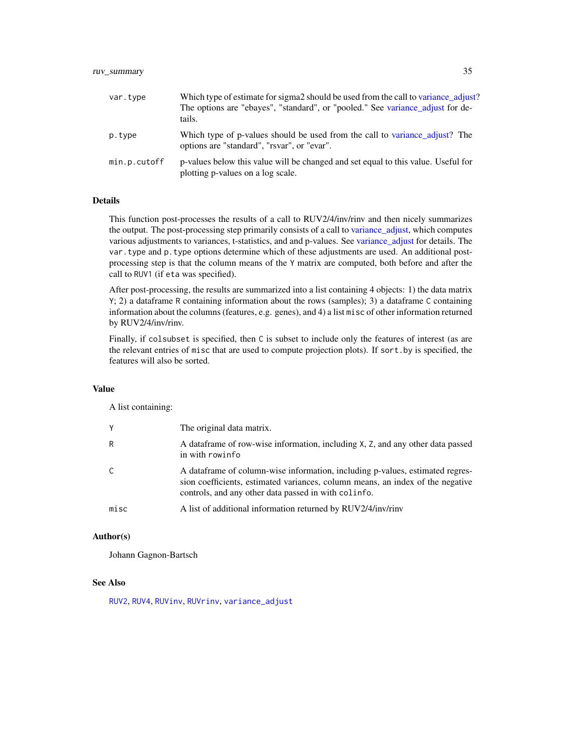| | |
|---|---|
| var.type | Which type of estimate for sigma2 should be used from the call to variance_adjust? The options are "ebayes", "standard", or "pooled." See variance_adjust for details. |
| p.type | Which type of p-values should be used from the call to variance_adjust? The options are "standard", "rsvar", or "evar". |
| min.p.cutoff | p-values below this value will be changed and set equal to this value. Useful for plotting p-values on a log scale. |

## Details

This function post-processes the results of a call to RUV2/4/inv/rinv and then nicely summarizes the output. The post-processing step primarily consists of a call to variance_adjust, which computes various adjustments to variances, t-statistics, and and p-values. See variance_adjust for details. The `var.type` and `p.type` options determine which of these adjustments are used. An additional post-processing step is that the column means of the `Y` matrix are computed, both before and after the call to `RUV1` (if `eta` was specified).

After post-processing, the results are summarized into a list containing 4 objects: 1) the data matrix `Y`; 2) a dataframe `R` containing information about the rows (samples); 3) a dataframe `C` containing information about the columns (features, e.g. genes), and 4) a list `misc` of other information returned by RUV2/4/inv/rinv.

Finally, if `colsubset` is specified, then `C` is subset to include only the features of interest (as are the relevant entries of `misc` that are used to compute projection plots). If `sort.by` is specified, the features will also be sorted.

## Value

A list containing:

| | |
|---|---|
| Y | The original data matrix. |
| R | A dataframe of row-wise information, including `X`, `Z`, and any other data passed in with `rowinfo` |
| C | A dataframe of column-wise information, including p-values, estimated regression coefficients, estimated variances, column means, an index of the negative controls, and any other data passed in with `colinfo`. |
| misc | A list of additional information returned by RUV2/4/inv/rinv |

## Author(s)

Johann Gagnon-Bartsch

## See Also

`RUV2`, `RUV4`, `RUVinv`, `RUVrinv`, `variance_adjust`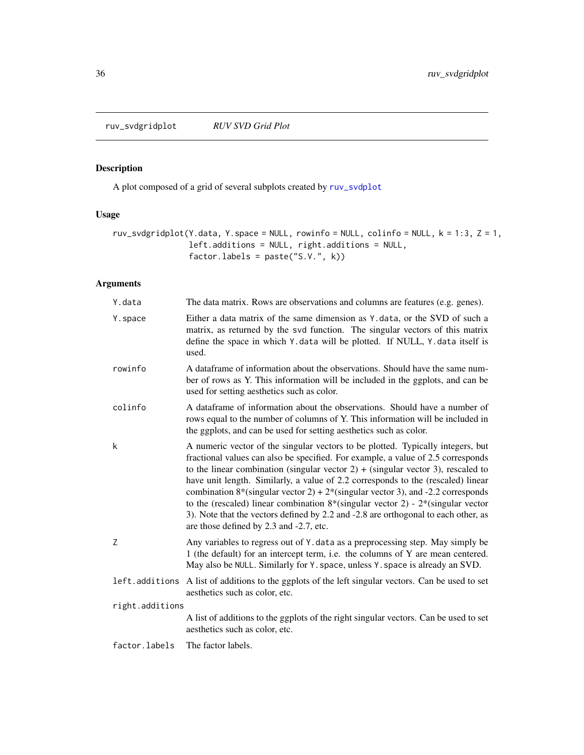## ruv_svdgridplot — *RUV SVD Grid Plot*

### Description

A plot composed of a grid of several subplots created by ruv_svdplot

### Usage

```
ruv_svdgridplot(Y.data, Y.space = NULL, rowinfo = NULL, colinfo = NULL, k = 1:3, Z = 1,
                left.additions = NULL, right.additions = NULL,
                factor.labels = paste("S.V.", k))
```

### Arguments

| Argument | Description |
|---|---|
| Y.data | The data matrix. Rows are observations and columns are features (e.g. genes). |
| Y.space | Either a data matrix of the same dimension as Y.data, or the SVD of such a matrix, as returned by the svd function. The singular vectors of this matrix define the space in which Y.data will be plotted. If NULL, Y.data itself is used. |
| rowinfo | A dataframe of information about the observations. Should have the same number of rows as Y. This information will be included in the ggplots, and can be used for setting aesthetics such as color. |
| colinfo | A dataframe of information about the observations. Should have a number of rows equal to the number of columns of Y. This information will be included in the ggplots, and can be used for setting aesthetics such as color. |
| k | A numeric vector of the singular vectors to be plotted. Typically integers, but fractional values can also be specified. For example, a value of 2.5 corresponds to the linear combination (singular vector 2) + (singular vector 3), rescaled to have unit length. Similarly, a value of 2.2 corresponds to the (rescaled) linear combination 8*(singular vector 2) + 2*(singular vector 3), and -2.2 corresponds to the (rescaled) linear combination 8*(singular vector 2) - 2*(singular vector 3). Note that the vectors defined by 2.2 and -2.8 are orthogonal to each other, as are those defined by 2.3 and -2.7, etc. |
| Z | Any variables to regress out of Y.data as a preprocessing step. May simply be 1 (the default) for an intercept term, i.e. the columns of Y are mean centered. May also be NULL. Similarly for Y.space, unless Y.space is already an SVD. |
| left.additions | A list of additions to the ggplots of the left singular vectors. Can be used to set aesthetics such as color, etc. |
| right.additions | A list of additions to the ggplots of the right singular vectors. Can be used to set aesthetics such as color, etc. |
| factor.labels | The factor labels. |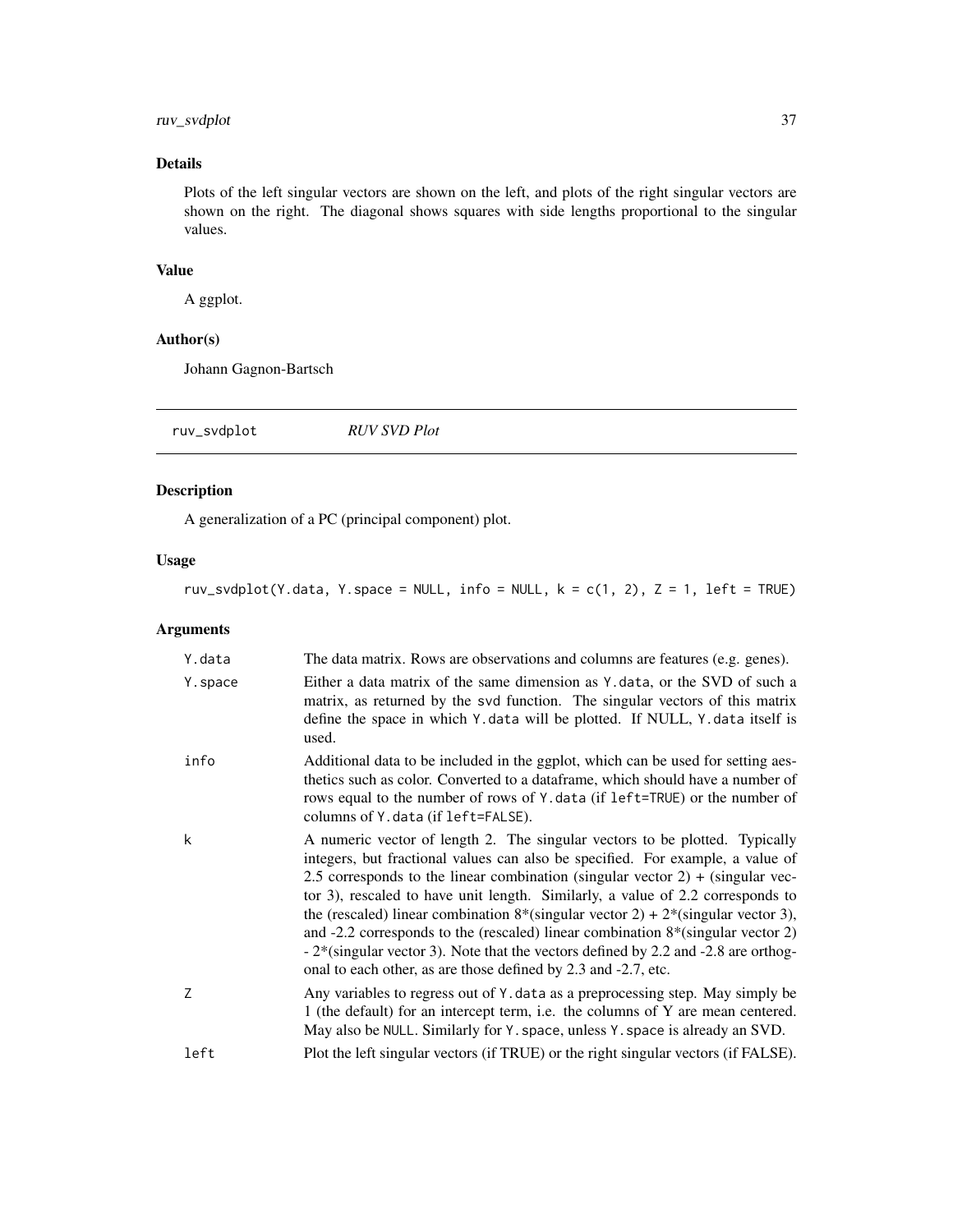## Details

Plots of the left singular vectors are shown on the left, and plots of the right singular vectors are shown on the right. The diagonal shows squares with side lengths proportional to the singular values.

## Value

A ggplot.

## Author(s)

Johann Gagnon-Bartsch

---

# ruv_svdplot *RUV SVD Plot*

## Description

A generalization of a PC (principal component) plot.

## Usage

```
ruv_svdplot(Y.data, Y.space = NULL, info = NULL, k = c(1, 2), Z = 1, left = TRUE)
```

## Arguments

| | |
|---|---|
| Y.data | The data matrix. Rows are observations and columns are features (e.g. genes). |
| Y.space | Either a data matrix of the same dimension as Y.data, or the SVD of such a matrix, as returned by the svd function. The singular vectors of this matrix define the space in which Y.data will be plotted. If NULL, Y.data itself is used. |
| info | Additional data to be included in the ggplot, which can be used for setting aesthetics such as color. Converted to a dataframe, which should have a number of rows equal to the number of rows of Y.data (if left=TRUE) or the number of columns of Y.data (if left=FALSE). |
| k | A numeric vector of length 2. The singular vectors to be plotted. Typically integers, but fractional values can also be specified. For example, a value of 2.5 corresponds to the linear combination (singular vector 2) + (singular vector 3), rescaled to have unit length. Similarly, a value of 2.2 corresponds to the (rescaled) linear combination 8*(singular vector 2) + 2*(singular vector 3), and -2.2 corresponds to the (rescaled) linear combination 8*(singular vector 2) - 2*(singular vector 3). Note that the vectors defined by 2.2 and -2.8 are orthogonal to each other, as are those defined by 2.3 and -2.7, etc. |
| Z | Any variables to regress out of Y.data as a preprocessing step. May simply be 1 (the default) for an intercept term, i.e. the columns of Y are mean centered. May also be NULL. Similarly for Y.space, unless Y.space is already an SVD. |
| left | Plot the left singular vectors (if TRUE) or the right singular vectors (if FALSE). |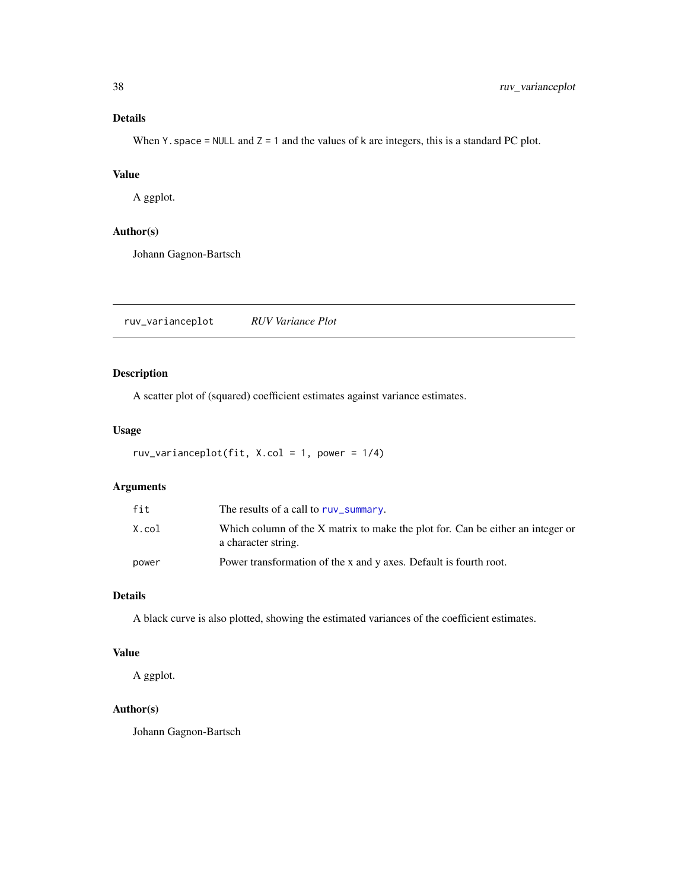### Details

When `Y.space = NULL` and `Z = 1` and the values of `k` are integers, this is a standard PC plot.

### Value

A ggplot.

### Author(s)

Johann Gagnon-Bartsch

---

## ruv_varianceplot *RUV Variance Plot*

---

### Description

A scatter plot of (squared) coefficient estimates against variance estimates.

### Usage

```
ruv_varianceplot(fit, X.col = 1, power = 1/4)
```

### Arguments

| | |
|---|---|
| `fit` | The results of a call to `ruv_summary`. |
| `X.col` | Which column of the X matrix to make the plot for. Can be either an integer or a character string. |
| `power` | Power transformation of the x and y axes. Default is fourth root. |

### Details

A black curve is also plotted, showing the estimated variances of the coefficient estimates.

### Value

A ggplot.

### Author(s)

Johann Gagnon-Bartsch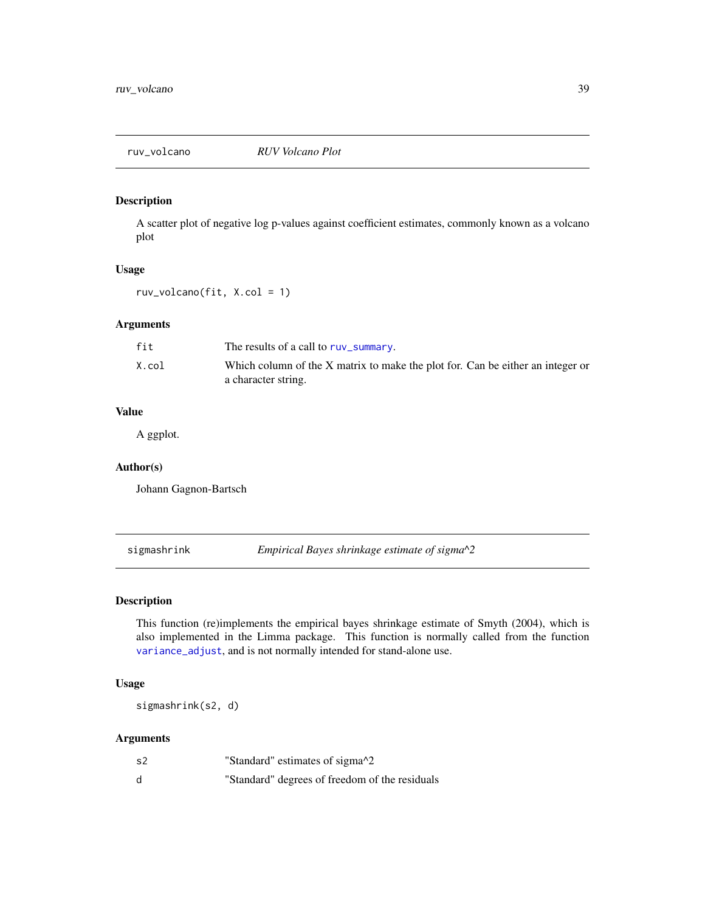## ruv_volcano — *RUV Volcano Plot*

### Description

A scatter plot of negative log p-values against coefficient estimates, commonly known as a volcano plot

### Usage

```
ruv_volcano(fit, X.col = 1)
```

### Arguments

| | |
|---|---|
| fit | The results of a call to ruv_summary. |
| X.col | Which column of the X matrix to make the plot for. Can be either an integer or a character string. |

### Value

A ggplot.

### Author(s)

Johann Gagnon-Bartsch

## sigmashrink — *Empirical Bayes shrinkage estimate of sigma^2*

### Description

This function (re)implements the empirical bayes shrinkage estimate of Smyth (2004), which is also implemented in the Limma package. This function is normally called from the function variance_adjust, and is not normally intended for stand-alone use.

### Usage

```
sigmashrink(s2, d)
```

### Arguments

| | |
|---|---|
| s2 | "Standard" estimates of sigma^2 |
| d | "Standard" degrees of freedom of the residuals |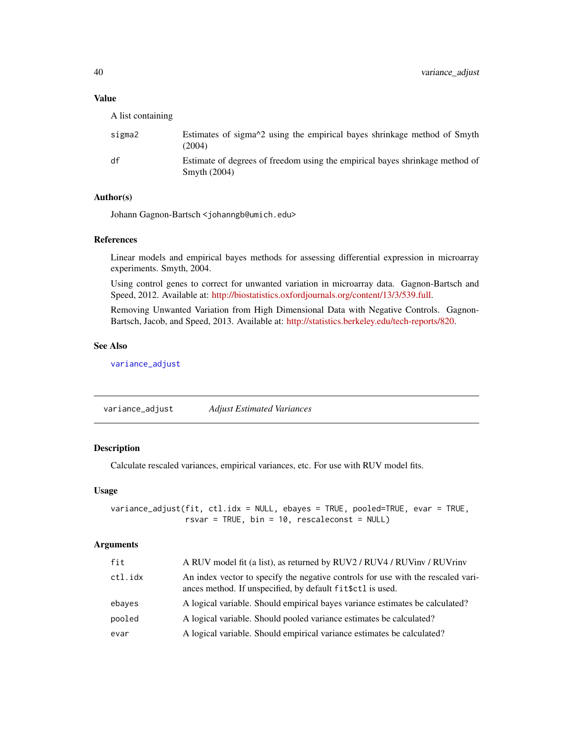## Value

A list containing

| | |
|---|---|
| sigma2 | Estimates of sigma^2 using the empirical bayes shrinkage method of Smyth (2004) |
| df | Estimate of degrees of freedom using the empirical bayes shrinkage method of Smyth (2004) |

## Author(s)

Johann Gagnon-Bartsch <johanngb@umich.edu>

## References

Linear models and empirical bayes methods for assessing differential expression in microarray experiments. Smyth, 2004.

Using control genes to correct for unwanted variation in microarray data. Gagnon-Bartsch and Speed, 2012. Available at: http://biostatistics.oxfordjournals.org/content/13/3/539.full.

Removing Unwanted Variation from High Dimensional Data with Negative Controls. Gagnon-Bartsch, Jacob, and Speed, 2013. Available at: http://statistics.berkeley.edu/tech-reports/820.

## See Also

variance_adjust

---

# variance_adjust &nbsp;&nbsp;&nbsp; *Adjust Estimated Variances*

## Description

Calculate rescaled variances, empirical variances, etc. For use with RUV model fits.

## Usage

```
variance_adjust(fit, ctl.idx = NULL, ebayes = TRUE, pooled=TRUE, evar = TRUE,
                rsvar = TRUE, bin = 10, rescaleconst = NULL)
```

## Arguments

| | |
|---|---|
| fit | A RUV model fit (a list), as returned by RUV2 / RUV4 / RUVinv / RUVrinv |
| ctl.idx | An index vector to specify the negative controls for use with the rescaled variances method. If unspecified, by default fit$ctl is used. |
| ebayes | A logical variable. Should empirical bayes variance estimates be calculated? |
| pooled | A logical variable. Should pooled variance estimates be calculated? |
| evar | A logical variable. Should empirical variance estimates be calculated? |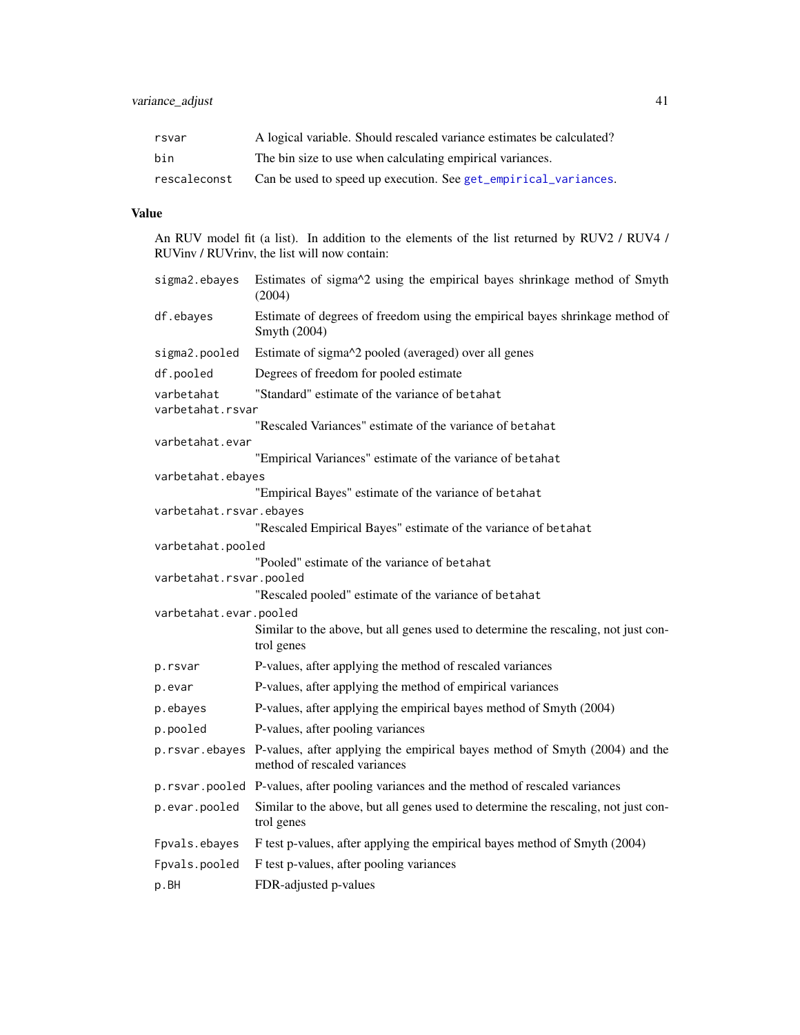| | |
|---|---|
| `rsvar` | A logical variable. Should rescaled variance estimates be calculated? |
| `bin` | The bin size to use when calculating empirical variances. |
| `rescaleconst` | Can be used to speed up execution. See `get_empirical_variances`. |

## Value

An RUV model fit (a list). In addition to the elements of the list returned by RUV2 / RUV4 / RUVinv / RUVrinv, the list will now contain:

| | |
|---|---|
| `sigma2.ebayes` | Estimates of sigma^2 using the empirical bayes shrinkage method of Smyth (2004) |
| `df.ebayes` | Estimate of degrees of freedom using the empirical bayes shrinkage method of Smyth (2004) |
| `sigma2.pooled` | Estimate of sigma^2 pooled (averaged) over all genes |
| `df.pooled` | Degrees of freedom for pooled estimate |
| `varbetahat` | "Standard" estimate of the variance of `betahat` |
| `varbetahat.rsvar` | "Rescaled Variances" estimate of the variance of `betahat` |
| `varbetahat.evar` | "Empirical Variances" estimate of the variance of `betahat` |
| `varbetahat.ebayes` | "Empirical Bayes" estimate of the variance of `betahat` |
| `varbetahat.rsvar.ebayes` | "Rescaled Empirical Bayes" estimate of the variance of `betahat` |
| `varbetahat.pooled` | "Pooled" estimate of the variance of `betahat` |
| `varbetahat.rsvar.pooled` | "Rescaled pooled" estimate of the variance of `betahat` |
| `varbetahat.evar.pooled` | Similar to the above, but all genes used to determine the rescaling, not just control genes |
| `p.rsvar` | P-values, after applying the method of rescaled variances |
| `p.evar` | P-values, after applying the method of empirical variances |
| `p.ebayes` | P-values, after applying the empirical bayes method of Smyth (2004) |
| `p.pooled` | P-values, after pooling variances |
| `p.rsvar.ebayes` | P-values, after applying the empirical bayes method of Smyth (2004) and the method of rescaled variances |
| `p.rsvar.pooled` | P-values, after pooling variances and the method of rescaled variances |
| `p.evar.pooled` | Similar to the above, but all genes used to determine the rescaling, not just control genes |
| `Fpvals.ebayes` | F test p-values, after applying the empirical bayes method of Smyth (2004) |
| `Fpvals.pooled` | F test p-values, after pooling variances |
| `p.BH` | FDR-adjusted p-values |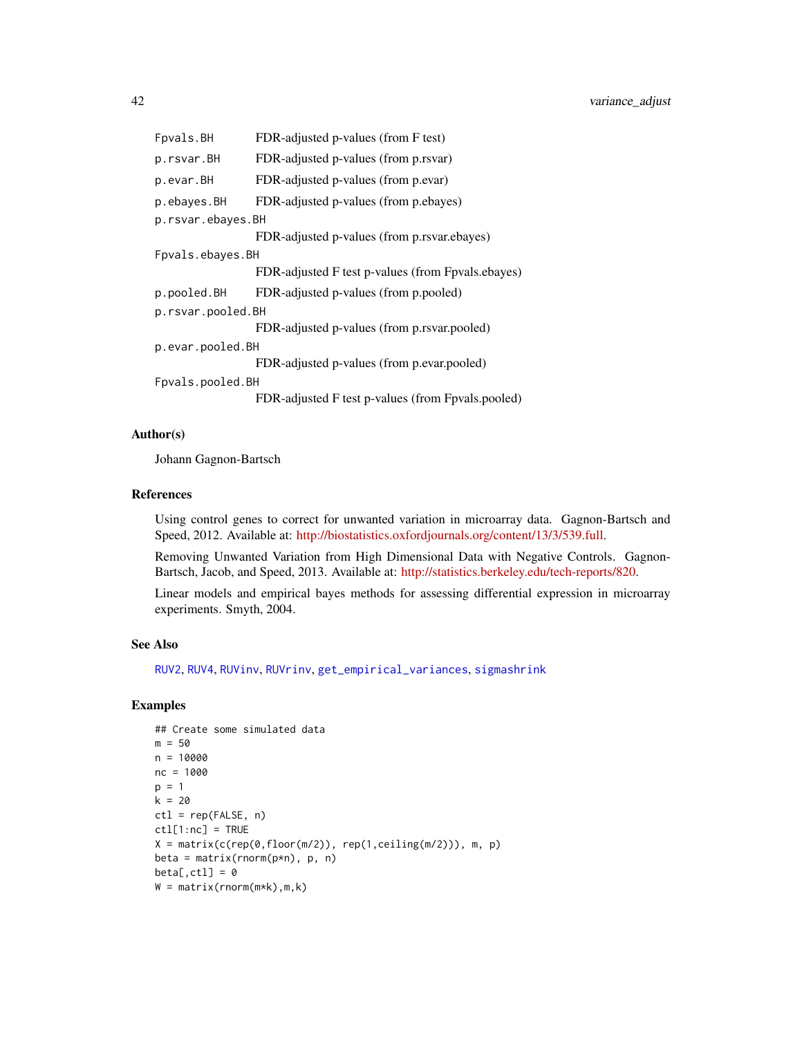| | |
|---|---|
| `Fpvals.BH` | FDR-adjusted p-values (from F test) |
| `p.rsvar.BH` | FDR-adjusted p-values (from p.rsvar) |
| `p.evar.BH` | FDR-adjusted p-values (from p.evar) |
| `p.ebayes.BH` | FDR-adjusted p-values (from p.ebayes) |
| `p.rsvar.ebayes.BH` | FDR-adjusted p-values (from p.rsvar.ebayes) |
| `Fpvals.ebayes.BH` | FDR-adjusted F test p-values (from Fpvals.ebayes) |
| `p.pooled.BH` | FDR-adjusted p-values (from p.pooled) |
| `p.rsvar.pooled.BH` | FDR-adjusted p-values (from p.rsvar.pooled) |
| `p.evar.pooled.BH` | FDR-adjusted p-values (from p.evar.pooled) |
| `Fpvals.pooled.BH` | FDR-adjusted F test p-values (from Fpvals.pooled) |

### Author(s)

Johann Gagnon-Bartsch

### References

Using control genes to correct for unwanted variation in microarray data. Gagnon-Bartsch and Speed, 2012. Available at: http://biostatistics.oxfordjournals.org/content/13/3/539.full.

Removing Unwanted Variation from High Dimensional Data with Negative Controls. Gagnon-Bartsch, Jacob, and Speed, 2013. Available at: http://statistics.berkeley.edu/tech-reports/820.

Linear models and empirical bayes methods for assessing differential expression in microarray experiments. Smyth, 2004.

### See Also

`RUV2`, `RUV4`, `RUVinv`, `RUVrinv`, `get_empirical_variances`, `sigmashrink`

### Examples

```
## Create some simulated data
m = 50
n = 10000
nc = 1000
p = 1
k = 20
ctl = rep(FALSE, n)
ctl[1:nc] = TRUE
X = matrix(c(rep(0,floor(m/2)), rep(1,ceiling(m/2))), m, p)
beta = matrix(rnorm(p*n), p, n)
beta[,ctl] = 0
W = matrix(rnorm(m*k),m,k)
```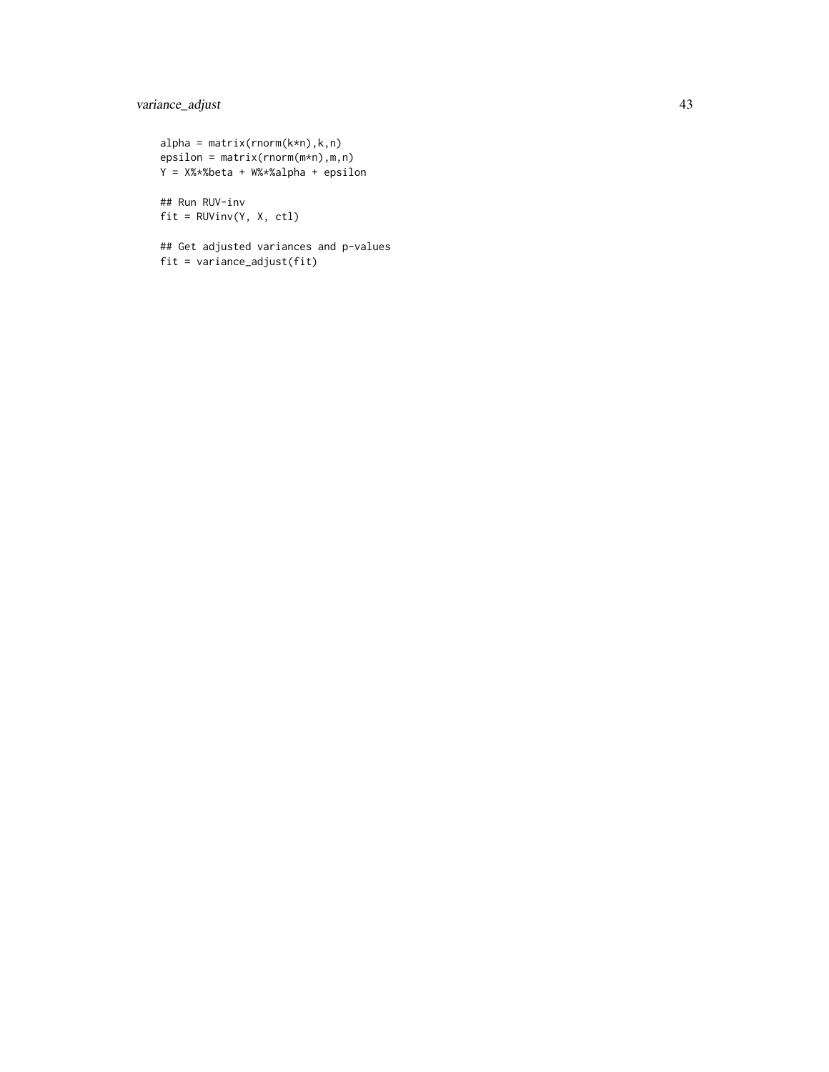```
alpha = matrix(rnorm(k*n),k,n)
epsilon = matrix(rnorm(m*n),m,n)
Y = X%*%beta + W%*%alpha + epsilon

## Run RUV-inv
fit = RUVinv(Y, X, ctl)

## Get adjusted variances and p-values
fit = variance_adjust(fit)
```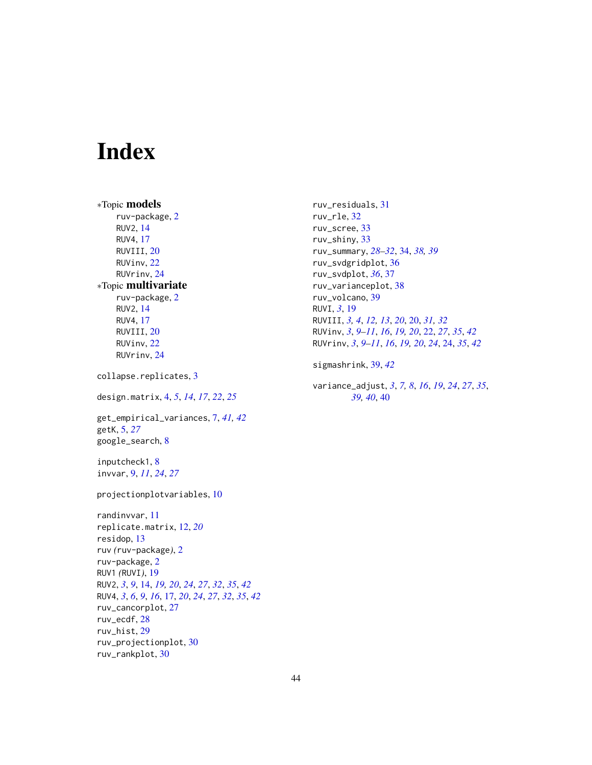# Index

∗Topic **models**
- ruv-package, 2
- RUV2, 14
- RUV4, 17
- RUVIII, 20
- RUVinv, 22
- RUVrinv, 24

∗Topic **multivariate**
- ruv-package, 2
- RUV2, 14
- RUV4, 17
- RUVIII, 20
- RUVinv, 22
- RUVrinv, 24

collapse.replicates, 3

design.matrix, 4, *5*, *14*, *17*, *22*, *25*

get_empirical_variances, 7, *41, 42*
getK, 5, *27*
google_search, 8

inputcheck1, 8
invvar, 9, *11*, *24*, *27*

projectionplotvariables, 10

randinvvar, 11
replicate.matrix, 12, *20*
residop, 13
ruv *(*ruv-package*)*, 2
ruv-package, 2
RUV1 *(*RUVI*)*, 19
RUV2, *3*, *9*, 14, *19, 20*, *24*, *27*, *32*, *35*, *42*
RUV4, *3*, *6*, *9*, *16*, 17, *20*, *24*, *27*, *32*, *35*, *42*
ruv_cancorplot, 27
ruv_ecdf, 28
ruv_hist, 29
ruv_projectionplot, 30
ruv_rankplot, 30
ruv_residuals, 31
ruv_rle, 32
ruv_scree, 33
ruv_shiny, 33
ruv_summary, *28–32*, 34, *38, 39*
ruv_svdgridplot, 36
ruv_svdplot, *36*, 37
ruv_varianceplot, 38
ruv_volcano, 39
RUVI, *3*, 19
RUVIII, *3, 4*, *12, 13*, *20*, 20, *31, 32*
RUVinv, *3*, *9–11*, *16*, *19, 20*, 22, *27*, *35*, *42*
RUVrinv, *3*, *9–11*, *16*, *19, 20*, *24*, 24, *35*, *42*

sigmashrink, 39, *42*

variance_adjust, *3*, *7, 8*, *16*, *19*, *24*, *27*, *35*, *39, 40*, 40